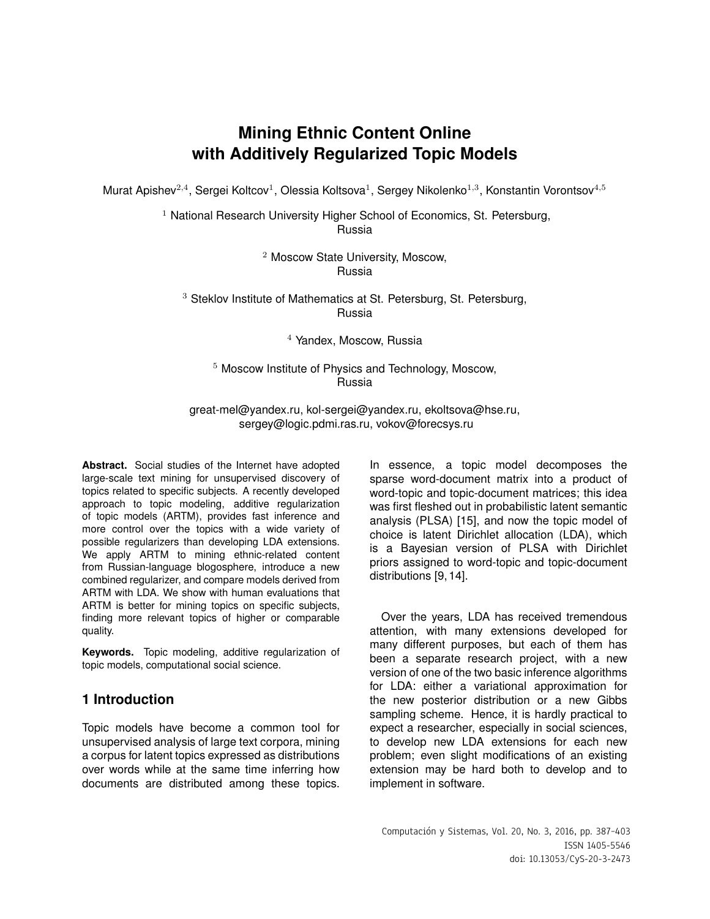# Mining Ethnic Content Online with Additively Regularized Topic Models

Murat Apishev[2,4], Sergei Koltcov[1], Olessia Koltsova[1], Sergey Nikolenko[1,3], Konstantin Vorontsov[4,5]

[1] National Research University Higher School of Economics, St. Petersburg, Russia

[2] Moscow State University, Moscow, Russia

[3] Steklov Institute of Mathematics at St. Petersburg, St. Petersburg, Russia

[4] Yandex, Moscow, Russia

[5] Moscow Institute of Physics and Technology, Moscow, Russia

great-mel@yandex.ru, kol-sergei@yandex.ru, ekoltsova@hse.ru, sergey@logic.pdmi.ras.ru, vokov@forecsys.ru

**Abstract.** Social studies of the Internet have adopted large-scale text mining for unsupervised discovery of topics related to specific subjects. A recently developed approach to topic modeling, additive regularization of topic models (ARTM), provides fast inference and more control over the topics with a wide variety of possible regularizers than developing LDA extensions. We apply ARTM to mining ethnic-related content from Russian-language blogosphere, introduce a new combined regularizer, and compare models derived from ARTM with LDA. We show with human evaluations that ARTM is better for mining topics on specific subjects, finding more relevant topics of higher or comparable quality.

**Keywords.** Topic modeling, additive regularization of topic models, computational social science.

## 1 Introduction

Topic models have become a common tool for unsupervised analysis of large text corpora, mining a corpus for latent topics expressed as distributions over words while at the same time inferring how documents are distributed among these topics. In essence, a topic model decomposes the sparse word-document matrix into a product of word-topic and topic-document matrices; this idea was first fleshed out in probabilistic latent semantic analysis (PLSA) [15], and now the topic model of choice is latent Dirichlet allocation (LDA), which is a Bayesian version of PLSA with Dirichlet priors assigned to word-topic and topic-document distributions [9, 14].

Over the years, LDA has received tremendous attention, with many extensions developed for many different purposes, but each of them has been a separate research project, with a new version of one of the two basic inference algorithms for LDA: either a variational approximation for the new posterior distribution or a new Gibbs sampling scheme. Hence, it is hardly practical to expect a researcher, especially in social sciences, to develop new LDA extensions for each new problem; even slight modifications of an existing extension may be hard both to develop and to implement in software.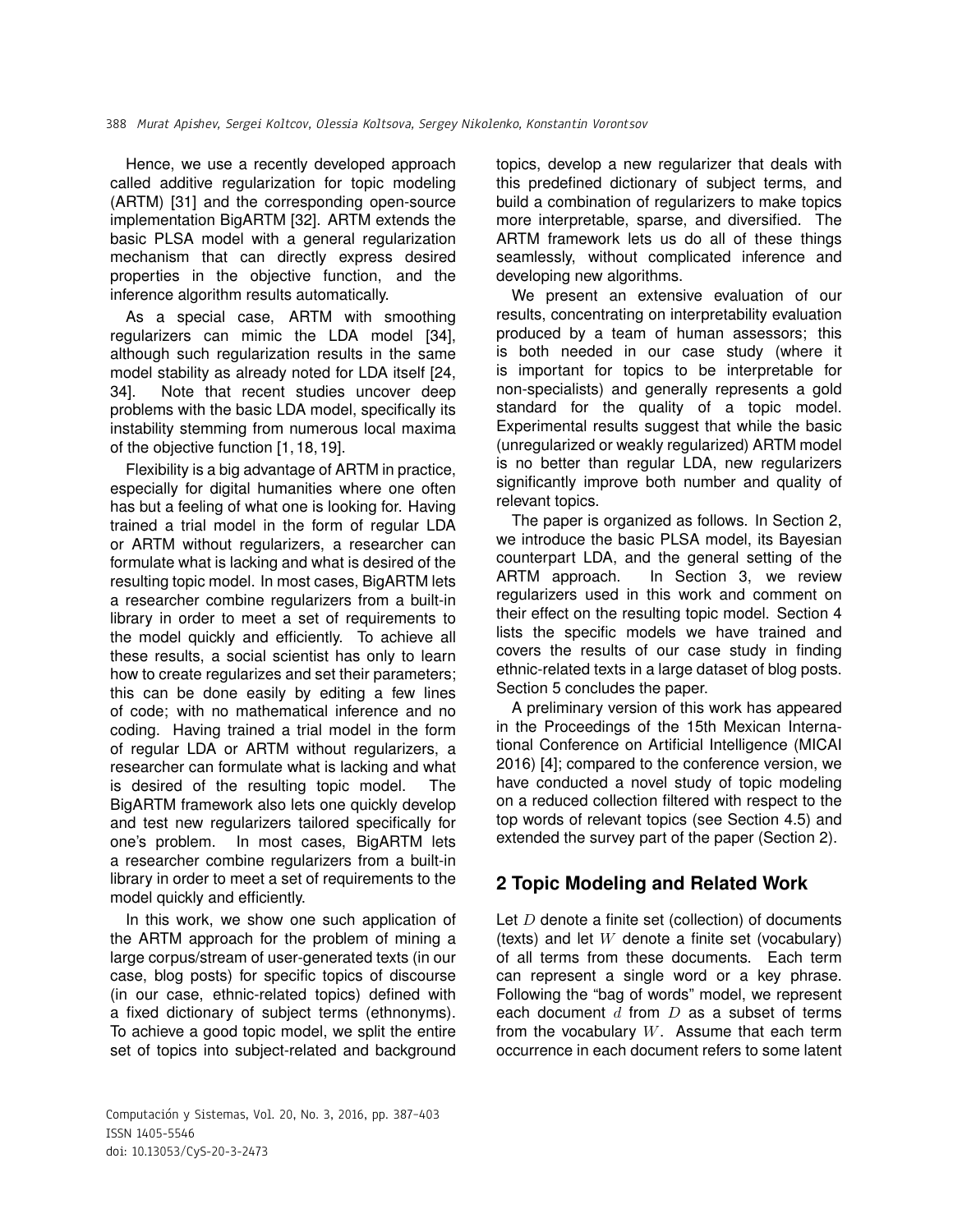Hence, we use a recently developed approach called additive regularization for topic modeling (ARTM) [31] and the corresponding open-source implementation BigARTM [32]. ARTM extends the basic PLSA model with a general regularization mechanism that can directly express desired properties in the objective function, and the inference algorithm results automatically.

As a special case, ARTM with smoothing regularizers can mimic the LDA model [34], although such regularization results in the same model stability as already noted for LDA itself [24, 34]. Note that recent studies uncover deep problems with the basic LDA model, specifically its instability stemming from numerous local maxima of the objective function [1, 18, 19].

Flexibility is a big advantage of ARTM in practice, especially for digital humanities where one often has but a feeling of what one is looking for. Having trained a trial model in the form of regular LDA or ARTM without regularizers, a researcher can formulate what is lacking and what is desired of the resulting topic model. In most cases, BigARTM lets a researcher combine regularizers from a built-in library in order to meet a set of requirements to the model quickly and efficiently. To achieve all these results, a social scientist has only to learn how to create regularizes and set their parameters; this can be done easily by editing a few lines of code; with no mathematical inference and no coding. Having trained a trial model in the form of regular LDA or ARTM without regularizers, a researcher can formulate what is lacking and what is desired of the resulting topic model. The BigARTM framework also lets one quickly develop and test new regularizers tailored specifically for one's problem. In most cases, BigARTM lets a researcher combine regularizers from a built-in library in order to meet a set of requirements to the model quickly and efficiently.

In this work, we show one such application of the ARTM approach for the problem of mining a large corpus/stream of user-generated texts (in our case, blog posts) for specific topics of discourse (in our case, ethnic-related topics) defined with a fixed dictionary of subject terms (ethnonyms). To achieve a good topic model, we split the entire set of topics into subject-related and background topics, develop a new regularizer that deals with this predefined dictionary of subject terms, and build a combination of regularizers to make topics more interpretable, sparse, and diversified. The ARTM framework lets us do all of these things seamlessly, without complicated inference and developing new algorithms.

We present an extensive evaluation of our results, concentrating on interpretability evaluation produced by a team of human assessors; this is both needed in our case study (where it is important for topics to be interpretable for non-specialists) and generally represents a gold standard for the quality of a topic model. Experimental results suggest that while the basic (unregularized or weakly regularized) ARTM model is no better than regular LDA, new regularizers significantly improve both number and quality of relevant topics.

The paper is organized as follows. In Section 2, we introduce the basic PLSA model, its Bayesian counterpart LDA, and the general setting of the ARTM approach. In Section 3, we review regularizers used in this work and comment on their effect on the resulting topic model. Section 4 lists the specific models we have trained and covers the results of our case study in finding ethnic-related texts in a large dataset of blog posts. Section 5 concludes the paper.

A preliminary version of this work has appeared in the Proceedings of the 15th Mexican International Conference on Artificial Intelligence (MICAI 2016) [4]; compared to the conference version, we have conducted a novel study of topic modeling on a reduced collection filtered with respect to the top words of relevant topics (see Section 4.5) and extended the survey part of the paper (Section 2).

## 2 Topic Modeling and Related Work

Let $D$ denote a finite set (collection) of documents (texts) and let $W$ denote a finite set (vocabulary) of all terms from these documents. Each term can represent a single word or a key phrase. Following the "bag of words" model, we represent each document $d$ from $D$ as a subset of terms from the vocabulary $W$. Assume that each term occurrence in each document refers to some latent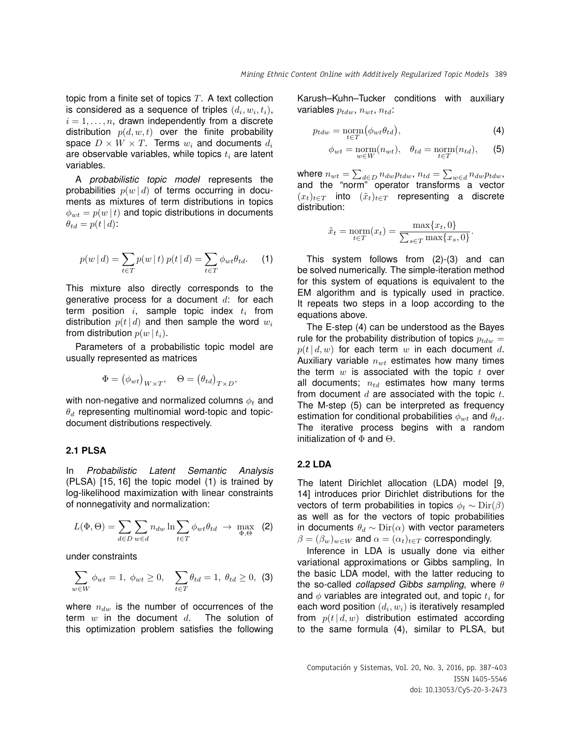topic from a finite set of topics $T$. A text collection is considered as a sequence of triples $(d_i, w_i, t_i)$, $i = 1, \dots, n$, drawn independently from a discrete distribution $p(d, w, t)$ over the finite probability space $D \times W \times T$. Terms $w_i$ and documents $d_i$ are observable variables, while topics $t_i$ are latent variables.

A *probabilistic topic model* represents the probabilities $p(w \,|\, d)$ of terms occurring in documents as mixtures of term distributions in topics $\phi_{wt} = p(w \,|\, t)$ and topic distributions in documents $\theta_{td} = p(t \,|\, d)$:

$$p(w \,|\, d) = \sum_{t \in T} p(w \,|\, t)\, p(t \,|\, d) = \sum_{t \in T} \phi_{wt} \theta_{td}. \quad (1)$$

This mixture also directly corresponds to the generative process for a document $d$: for each term position $i$, sample topic index $t_i$ from distribution $p(t \,|\, d)$ and then sample the word $w_i$ from distribution $p(w \,|\, t_i)$.

Parameters of a probabilistic topic model are usually represented as matrices

$$\Phi = \big(\phi_{wt}\big)_{W \times T}, \quad \Theta = \big(\theta_{td}\big)_{T \times D},$$

with non-negative and normalized columns $\phi_t$ and $\theta_d$ representing multinomial word-topic and topic-document distributions respectively.

### 2.1 PLSA

In *Probabilistic Latent Semantic Analysis* (PLSA) [15, 16] the topic model (1) is trained by log-likelihood maximization with linear constraints of nonnegativity and normalization:

$$L(\Phi, \Theta) = \sum_{d \in D} \sum_{w \in d} n_{dw} \ln \sum_{t \in T} \phi_{wt} \theta_{td} \;\to\; \max_{\Phi, \Theta} \quad (2)$$

under constraints

$$\sum_{w \in W} \phi_{wt} = 1,\; \phi_{wt} \geq 0, \quad \sum_{t \in T} \theta_{td} = 1,\; \theta_{td} \geq 0, \quad (3)$$

where $n_{dw}$ is the number of occurrences of the term $w$ in the document $d$. The solution of this optimization problem satisfies the following Karush–Kuhn–Tucker conditions with auxiliary variables $p_{tdw}$, $n_{wt}$, $n_{td}$:

$$p_{tdw} = \operatorname*{norm}_{t \in T}\big(\phi_{wt} \theta_{td}\big), \quad (4)$$

$$\phi_{wt} = \operatorname*{norm}_{w \in W}(n_{wt}), \quad \theta_{td} = \operatorname*{norm}_{t \in T}(n_{td}), \quad (5)$$

where $n_{wt} = \sum_{d \in D} n_{dw} p_{tdw}$, $n_{td} = \sum_{w \in d} n_{dw} p_{tdw}$, and the "norm" operator transforms a vector $(x_t)_{t \in T}$ into $(\tilde{x}_t)_{t \in T}$ representing a discrete distribution:

$$\tilde{x}_t = \operatorname*{norm}_{t \in T}(x_t) = \frac{\max\{x_t, 0\}}{\sum_{s \in T} \max\{x_s, 0\}}.$$

This system follows from (2)-(3) and can be solved numerically. The simple-iteration method for this system of equations is equivalent to the EM algorithm and is typically used in practice. It repeats two steps in a loop according to the equations above.

The E-step (4) can be understood as the Bayes rule for the probability distribution of topics $p_{tdw} = p(t \,|\, d, w)$ for each term $w$ in each document $d$. Auxiliary variable $n_{wt}$ estimates how many times the term $w$ is associated with the topic $t$ over all documents; $n_{td}$ estimates how many terms from document $d$ are associated with the topic $t$. The M-step (5) can be interpreted as frequency estimation for conditional probabilities $\phi_{wt}$ and $\theta_{td}$. The iterative process begins with a random initialization of $\Phi$ and $\Theta$.

### 2.2 LDA

The latent Dirichlet allocation (LDA) model [9, 14] introduces prior Dirichlet distributions for the vectors of term probabilities in topics $\phi_t \sim \mathrm{Dir}(\beta)$ as well as for the vectors of topic probabilities in documents $\theta_d \sim \mathrm{Dir}(\alpha)$ with vector parameters $\beta = (\beta_w)_{w \in W}$ and $\alpha = (\alpha_t)_{t \in T}$ correspondingly.

Inference in LDA is usually done via either variational approximations or Gibbs sampling, In the basic LDA model, with the latter reducing to the so-called *collapsed Gibbs sampling*, where $\theta$ and $\phi$ variables are integrated out, and topic $t_i$ for each word position $(d_i, w_i)$ is iteratively resampled from $p(t \,|\, d, w)$ distribution estimated according to the same formula (4), similar to PLSA, but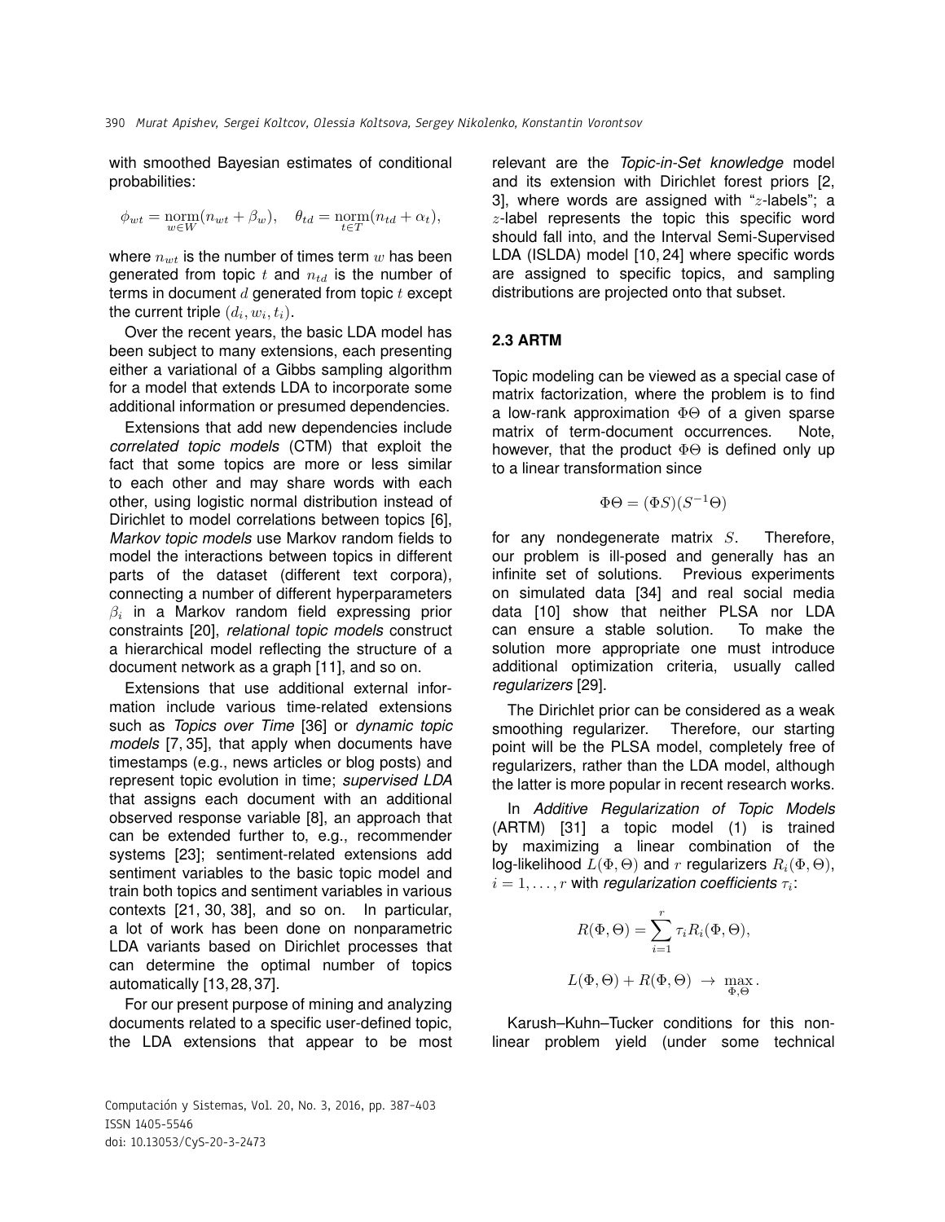with smoothed Bayesian estimates of conditional probabilities:

$$\phi_{wt} = \underset{w \in W}{\mathrm{norm}}(n_{wt} + \beta_w), \quad \theta_{td} = \underset{t \in T}{\mathrm{norm}}(n_{td} + \alpha_t),$$

where $n_{wt}$ is the number of times term $w$ has been generated from topic $t$ and $n_{td}$ is the number of terms in document $d$ generated from topic $t$ except the current triple $(d_i, w_i, t_i)$.

Over the recent years, the basic LDA model has been subject to many extensions, each presenting either a variational of a Gibbs sampling algorithm for a model that extends LDA to incorporate some additional information or presumed dependencies.

Extensions that add new dependencies include *correlated topic models* (CTM) that exploit the fact that some topics are more or less similar to each other and may share words with each other, using logistic normal distribution instead of Dirichlet to model correlations between topics [6], *Markov topic models* use Markov random fields to model the interactions between topics in different parts of the dataset (different text corpora), connecting a number of different hyperparameters $\beta_i$ in a Markov random field expressing prior constraints [20], *relational topic models* construct a hierarchical model reflecting the structure of a document network as a graph [11], and so on.

Extensions that use additional external information include various time-related extensions such as *Topics over Time* [36] or *dynamic topic models* [7, 35], that apply when documents have timestamps (e.g., news articles or blog posts) and represent topic evolution in time; *supervised LDA* that assigns each document with an additional observed response variable [8], an approach that can be extended further to, e.g., recommender systems [23]; sentiment-related extensions add sentiment variables to the basic topic model and train both topics and sentiment variables in various contexts [21, 30, 38], and so on. In particular, a lot of work has been done on nonparametric LDA variants based on Dirichlet processes that can determine the optimal number of topics automatically [13, 28, 37].

For our present purpose of mining and analyzing documents related to a specific user-defined topic, the LDA extensions that appear to be most relevant are the *Topic-in-Set knowledge* model and its extension with Dirichlet forest priors [2, 3], where words are assigned with "$z$-labels"; a $z$-label represents the topic this specific word should fall into, and the Interval Semi-Supervised LDA (ISLDA) model [10, 24] where specific words are assigned to specific topics, and sampling distributions are projected onto that subset.

### 2.3 ARTM

Topic modeling can be viewed as a special case of matrix factorization, where the problem is to find a low-rank approximation $\Phi\Theta$ of a given sparse matrix of term-document occurrences. Note, however, that the product $\Phi\Theta$ is defined only up to a linear transformation since

$$\Phi\Theta = (\Phi S)(S^{-1}\Theta)$$

for any nondegenerate matrix $S$. Therefore, our problem is ill-posed and generally has an infinite set of solutions. Previous experiments on simulated data [34] and real social media data [10] show that neither PLSA nor LDA can ensure a stable solution. To make the solution more appropriate one must introduce additional optimization criteria, usually called *regularizers* [29].

The Dirichlet prior can be considered as a weak smoothing regularizer. Therefore, our starting point will be the PLSA model, completely free of regularizers, rather than the LDA model, although the latter is more popular in recent research works.

In *Additive Regularization of Topic Models* (ARTM) [31] a topic model (1) is trained by maximizing a linear combination of the log-likelihood $L(\Phi, \Theta)$ and $r$ regularizers $R_i(\Phi, \Theta)$, $i = 1, \dots, r$ with *regularization coefficients* $\tau_i$:

$$R(\Phi, \Theta) = \sum_{i=1}^{r} \tau_i R_i(\Phi, \Theta),$$

$$L(\Phi, \Theta) + R(\Phi, \Theta) \ \to \ \max_{\Phi, \Theta}.$$

Karush–Kuhn–Tucker conditions for this nonlinear problem yield (under some technical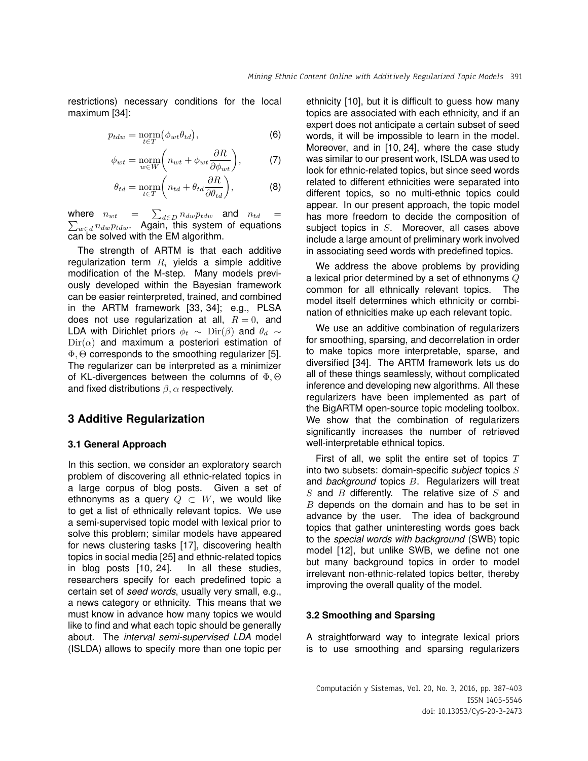restrictions) necessary conditions for the local maximum [34]:

$$p_{tdw} = \operatorname*{norm}_{t \in T}\big(\phi_{wt}\theta_{td}\big), \tag{6}$$

$$\phi_{wt} = \operatorname*{norm}_{w \in W}\left(n_{wt} + \phi_{wt}\frac{\partial R}{\partial \phi_{wt}}\right), \tag{7}$$

$$\theta_{td} = \operatorname*{norm}_{t \in T}\left(n_{td} + \theta_{td}\frac{\partial R}{\partial \theta_{td}}\right), \tag{8}$$

where $n_{wt} = \sum_{d \in D} n_{dw} p_{tdw}$ and $n_{td} = \sum_{w \in d} n_{dw} p_{tdw}$. Again, this system of equations can be solved with the EM algorithm.

The strength of ARTM is that each additive regularization term $R_i$ yields a simple additive modification of the M-step. Many models previously developed within the Bayesian framework can be easier reinterpreted, trained, and combined in the ARTM framework [33, 34]; e.g., PLSA does not use regularization at all, $R = 0$, and LDA with Dirichlet priors $\phi_t \sim \mathrm{Dir}(\beta)$ and $\theta_d \sim \mathrm{Dir}(\alpha)$ and maximum a posteriori estimation of $\Phi, \Theta$ corresponds to the smoothing regularizer [5]. The regularizer can be interpreted as a minimizer of KL-divergences between the columns of $\Phi, \Theta$ and fixed distributions $\beta, \alpha$ respectively.

## 3 Additive Regularization

### 3.1 General Approach

In this section, we consider an exploratory search problem of discovering all ethnic-related topics in a large corpus of blog posts. Given a set of ethnonyms as a query $Q \subset W$, we would like to get a list of ethnically relevant topics. We use a semi-supervised topic model with lexical prior to solve this problem; similar models have appeared for news clustering tasks [17], discovering health topics in social media [25] and ethnic-related topics in blog posts [10, 24]. In all these studies, researchers specify for each predefined topic a certain set of *seed words*, usually very small, e.g., a news category or ethnicity. This means that we must know in advance how many topics we would like to find and what each topic should be generally about. The *interval semi-supervised LDA* model (ISLDA) allows to specify more than one topic per ethnicity [10], but it is difficult to guess how many topics are associated with each ethnicity, and if an expert does not anticipate a certain subset of seed words, it will be impossible to learn in the model. Moreover, and in [10, 24], where the case study was similar to our present work, ISLDA was used to look for ethnic-related topics, but since seed words related to different ethnicities were separated into different topics, so no multi-ethnic topics could appear. In our present approach, the topic model has more freedom to decide the composition of subject topics in $S$. Moreover, all cases above include a large amount of preliminary work involved in associating seed words with predefined topics.

We address the above problems by providing a lexical prior determined by a set of ethnonyms $Q$ common for all ethnically relevant topics. The model itself determines which ethnicity or combination of ethnicities make up each relevant topic.

We use an additive combination of regularizers for smoothing, sparsing, and decorrelation in order to make topics more interpretable, sparse, and diversified [34]. The ARTM framework lets us do all of these things seamlessly, without complicated inference and developing new algorithms. All these regularizers have been implemented as part of the BigARTM open-source topic modeling toolbox. We show that the combination of regularizers significantly increases the number of retrieved well-interpretable ethnical topics.

First of all, we split the entire set of topics $T$ into two subsets: domain-specific *subject* topics $S$ and *background* topics $B$. Regularizers will treat $S$ and $B$ differently. The relative size of $S$ and $B$ depends on the domain and has to be set in advance by the user. The idea of background topics that gather uninteresting words goes back to the *special words with background* (SWB) topic model [12], but unlike SWB, we define not one but many background topics in order to model irrelevant non-ethnic-related topics better, thereby improving the overall quality of the model.

### 3.2 Smoothing and Sparsing

A straightforward way to integrate lexical priors is to use smoothing and sparsing regularizers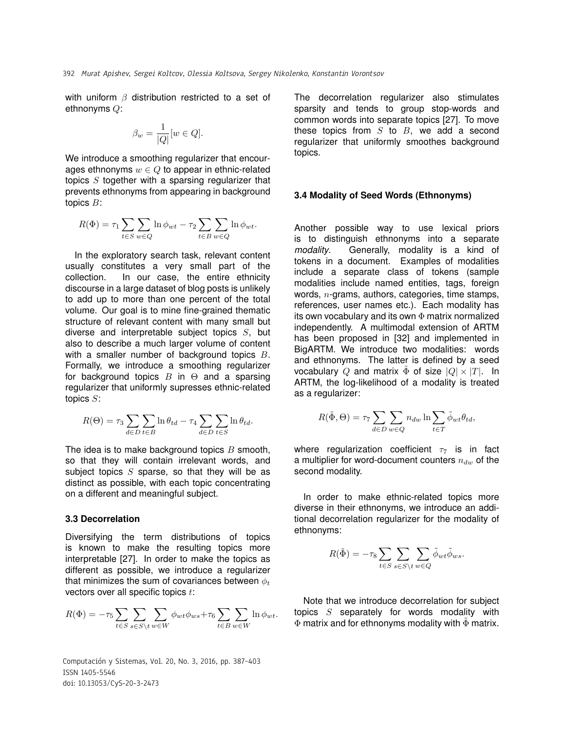with uniform $\beta$ distribution restricted to a set of ethnonyms $Q$:

$$\beta_w = \frac{1}{|Q|}[w \in Q].$$

We introduce a smoothing regularizer that encourages ethnonyms $w \in Q$ to appear in ethnic-related topics $S$ together with a sparsing regularizer that prevents ethnonyms from appearing in background topics $B$:

$$R(\Phi) = \tau_1 \sum_{t \in S} \sum_{w \in Q} \ln \phi_{wt} - \tau_2 \sum_{t \in B} \sum_{w \in Q} \ln \phi_{wt}.$$

In the exploratory search task, relevant content usually constitutes a very small part of the collection. In our case, the entire ethnicity discourse in a large dataset of blog posts is unlikely to add up to more than one percent of the total volume. Our goal is to mine fine-grained thematic structure of relevant content with many small but diverse and interpretable subject topics $S$, but also to describe a much larger volume of content with a smaller number of background topics $B$. Formally, we introduce a smoothing regularizer for background topics $B$ in $\Theta$ and a sparsing regularizer that uniformly supresses ethnic-related topics $S$:

$$R(\Theta) = \tau_3 \sum_{d \in D} \sum_{t \in B} \ln \theta_{td} - \tau_4 \sum_{d \in D} \sum_{t \in S} \ln \theta_{td}.$$

The idea is to make background topics $B$ smooth, so that they will contain irrelevant words, and subject topics $S$ sparse, so that they will be as distinct as possible, with each topic concentrating on a different and meaningful subject.

### 3.3 Decorrelation

Diversifying the term distributions of topics is known to make the resulting topics more interpretable [27]. In order to make the topics as different as possible, we introduce a regularizer that minimizes the sum of covariances between $\phi_t$ vectors over all specific topics $t$:

$$R(\Phi) = -\tau_5 \sum_{t \in S} \sum_{s \in S \setminus t} \sum_{w \in W} \phi_{wt}\phi_{ws} + \tau_6 \sum_{t \in B} \sum_{w \in W} \ln \phi_{wt}.$$

The decorrelation regularizer also stimulates sparsity and tends to group stop-words and common words into separate topics [27]. To move these topics from $S$ to $B$, we add a second regularizer that uniformly smoothes background topics.

### 3.4 Modality of Seed Words (Ethnonyms)

Another possible way to use lexical priors is to distinguish ethnonyms into a separate *modality*. Generally, modality is a kind of tokens in a document. Examples of modalities include a separate class of tokens (sample modalities include named entities, tags, foreign words, $n$-grams, authors, categories, time stamps, references, user names etc.). Each modality has its own vocabulary and its own $\Phi$ matrix normalized independently. A multimodal extension of ARTM has been proposed in [32] and implemented in BigARTM. We introduce two modalities: words and ethnonyms. The latter is defined by a seed vocabulary $Q$ and matrix $\tilde{\Phi}$ of size $|Q| \times |T|$. In ARTM, the log-likelihood of a modality is treated as a regularizer:

$$R(\tilde{\Phi}, \Theta) = \tau_7 \sum_{d \in D} \sum_{w \in Q} n_{dw} \ln \sum_{t \in T} \tilde{\phi}_{wt}\theta_{td},$$

where regularization coefficient $\tau_7$ is in fact a multiplier for word-document counters $n_{dw}$ of the second modality.

In order to make ethnic-related topics more diverse in their ethnonyms, we introduce an additional decorrelation regularizer for the modality of ethnonyms:

$$R(\tilde{\Phi}) = -\tau_8 \sum_{t \in S} \sum_{s \in S \setminus t} \sum_{w \in Q} \tilde{\phi}_{wt}\tilde{\phi}_{ws}.$$

Note that we introduce decorrelation for subject topics $S$ separately for words modality with $\Phi$ matrix and for ethnonyms modality with $\tilde{\Phi}$ matrix.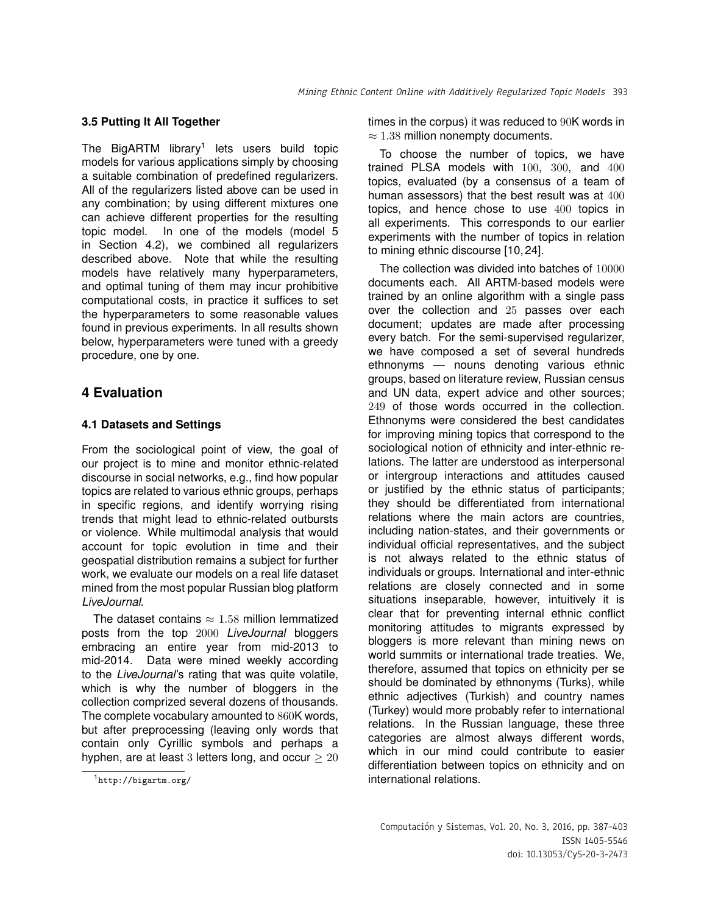### 3.5 Putting It All Together

The BigARTM library[1] lets users build topic models for various applications simply by choosing a suitable combination of predefined regularizers. All of the regularizers listed above can be used in any combination; by using different mixtures one can achieve different properties for the resulting topic model. In one of the models (model 5 in Section 4.2), we combined all regularizers described above. Note that while the resulting models have relatively many hyperparameters, and optimal tuning of them may incur prohibitive computational costs, in practice it suffices to set the hyperparameters to some reasonable values found in previous experiments. In all results shown below, hyperparameters were tuned with a greedy procedure, one by one.

## 4 Evaluation

### 4.1 Datasets and Settings

From the sociological point of view, the goal of our project is to mine and monitor ethnic-related discourse in social networks, e.g., find how popular topics are related to various ethnic groups, perhaps in specific regions, and identify worrying rising trends that might lead to ethnic-related outbursts or violence. While multimodal analysis that would account for topic evolution in time and their geospatial distribution remains a subject for further work, we evaluate our models on a real life dataset mined from the most popular Russian blog platform *LiveJournal*.

The dataset contains $\approx 1.58$ million lemmatized posts from the top $2000$ *LiveJournal* bloggers embracing an entire year from mid-2013 to mid-2014. Data were mined weekly according to the *LiveJournal*'s rating that was quite volatile, which is why the number of bloggers in the collection comprized several dozens of thousands. The complete vocabulary amounted to $860$K words, but after preprocessing (leaving only words that contain only Cyrillic symbols and perhaps a hyphen, are at least $3$ letters long, and occur $\geq 20$ times in the corpus) it was reduced to $90$K words in $\approx 1.38$ million nonempty documents.

To choose the number of topics, we have trained PLSA models with $100$, $300$, and $400$ topics, evaluated (by a consensus of a team of human assessors) that the best result was at $400$ topics, and hence chose to use $400$ topics in all experiments. This corresponds to our earlier experiments with the number of topics in relation to mining ethnic discourse [10, 24].

The collection was divided into batches of $10000$ documents each. All ARTM-based models were trained by an online algorithm with a single pass over the collection and $25$ passes over each document; updates are made after processing every batch. For the semi-supervised regularizer, we have composed a set of several hundreds ethnonyms — nouns denoting various ethnic groups, based on literature review, Russian census and UN data, expert advice and other sources; $249$ of those words occurred in the collection. Ethnonyms were considered the best candidates for improving mining topics that correspond to the sociological notion of ethnicity and inter-ethnic relations. The latter are understood as interpersonal or intergroup interactions and attitudes caused or justified by the ethnic status of participants; they should be differentiated from international relations where the main actors are countries, including nation-states, and their governments or individual official representatives, and the subject is not always related to the ethnic status of individuals or groups. International and inter-ethnic relations are closely connected and in some situations inseparable, however, intuitively it is clear that for preventing internal ethnic conflict monitoring attitudes to migrants expressed by bloggers is more relevant than mining news on world summits or international trade treaties. We, therefore, assumed that topics on ethnicity per se should be dominated by ethnonyms (Turks), while ethnic adjectives (Turkish) and country names (Turkey) would more probably refer to international relations. In the Russian language, these three categories are almost always different words, which in our mind could contribute to easier differentiation between topics on ethnicity and on international relations.

[1] http://bigartm.org/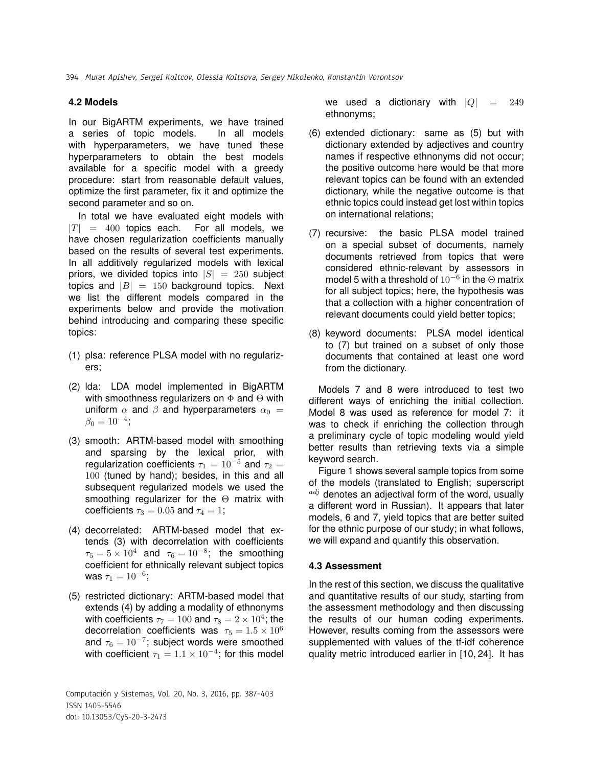### 4.2 Models

In our BigARTM experiments, we have trained a series of topic models. In all models with hyperparameters, we have tuned these hyperparameters to obtain the best models available for a specific model with a greedy procedure: start from reasonable default values, optimize the first parameter, fix it and optimize the second parameter and so on.

In total we have evaluated eight models with $|T| = 400$ topics each. For all models, we have chosen regularization coefficients manually based on the results of several test experiments. In all additively regularized models with lexical priors, we divided topics into $|S| = 250$ subject topics and $|B| = 150$ background topics. Next we list the different models compared in the experiments below and provide the motivation behind introducing and comparing these specific topics:

(1) plsa: reference PLSA model with no regularizers;

(2) lda: LDA model implemented in BigARTM with smoothness regularizers on $\Phi$ and $\Theta$ with uniform $\alpha$ and $\beta$ and hyperparameters $\alpha_0 = \beta_0 = 10^{-4}$;

(3) smooth: ARTM-based model with smoothing and sparsing by the lexical prior, with regularization coefficients $\tau_1 = 10^{-5}$ and $\tau_2 = 100$ (tuned by hand); besides, in this and all subsequent regularized models we used the smoothing regularizer for the $\Theta$ matrix with coefficients $\tau_3 = 0.05$ and $\tau_4 = 1$;

(4) decorrelated: ARTM-based model that extends (3) with decorrelation with coefficients $\tau_5 = 5 \times 10^4$ and $\tau_6 = 10^{-8}$; the smoothing coefficient for ethnically relevant subject topics was $\tau_1 = 10^{-6}$;

(5) restricted dictionary: ARTM-based model that extends (4) by adding a modality of ethnonyms with coefficients $\tau_7 = 100$ and $\tau_8 = 2 \times 10^4$; the decorrelation coefficients was $\tau_5 = 1.5 \times 10^6$ and $\tau_6 = 10^{-7}$; subject words were smoothed with coefficient $\tau_1 = 1.1 \times 10^{-4}$; for this model we used a dictionary with $|Q| = 249$ ethnonyms;

(6) extended dictionary: same as (5) but with dictionary extended by adjectives and country names if respective ethnonyms did not occur; the positive outcome here would be that more relevant topics can be found with an extended dictionary, while the negative outcome is that ethnic topics could instead get lost within topics on international relations;

(7) recursive: the basic PLSA model trained on a special subset of documents, namely documents retrieved from topics that were considered ethnic-relevant by assessors in model 5 with a threshold of $10^{-6}$ in the $\Theta$ matrix for all subject topics; here, the hypothesis was that a collection with a higher concentration of relevant documents could yield better topics;

(8) keyword documents: PLSA model identical to (7) but trained on a subset of only those documents that contained at least one word from the dictionary.

Models 7 and 8 were introduced to test two different ways of enriching the initial collection. Model 8 was used as reference for model 7: it was to check if enriching the collection through a preliminary cycle of topic modeling would yield better results than retrieving texts via a simple keyword search.

Figure 1 shows several sample topics from some of the models (translated to English; superscript $^{adj}$ denotes an adjectival form of the word, usually a different word in Russian). It appears that later models, 6 and 7, yield topics that are better suited for the ethnic purpose of our study; in what follows, we will expand and quantify this observation.

### 4.3 Assessment

In the rest of this section, we discuss the qualitative and quantitative results of our study, starting from the assessment methodology and then discussing the results of our human coding experiments. However, results coming from the assessors were supplemented with values of the tf-idf coherence quality metric introduced earlier in [10, 24]. It has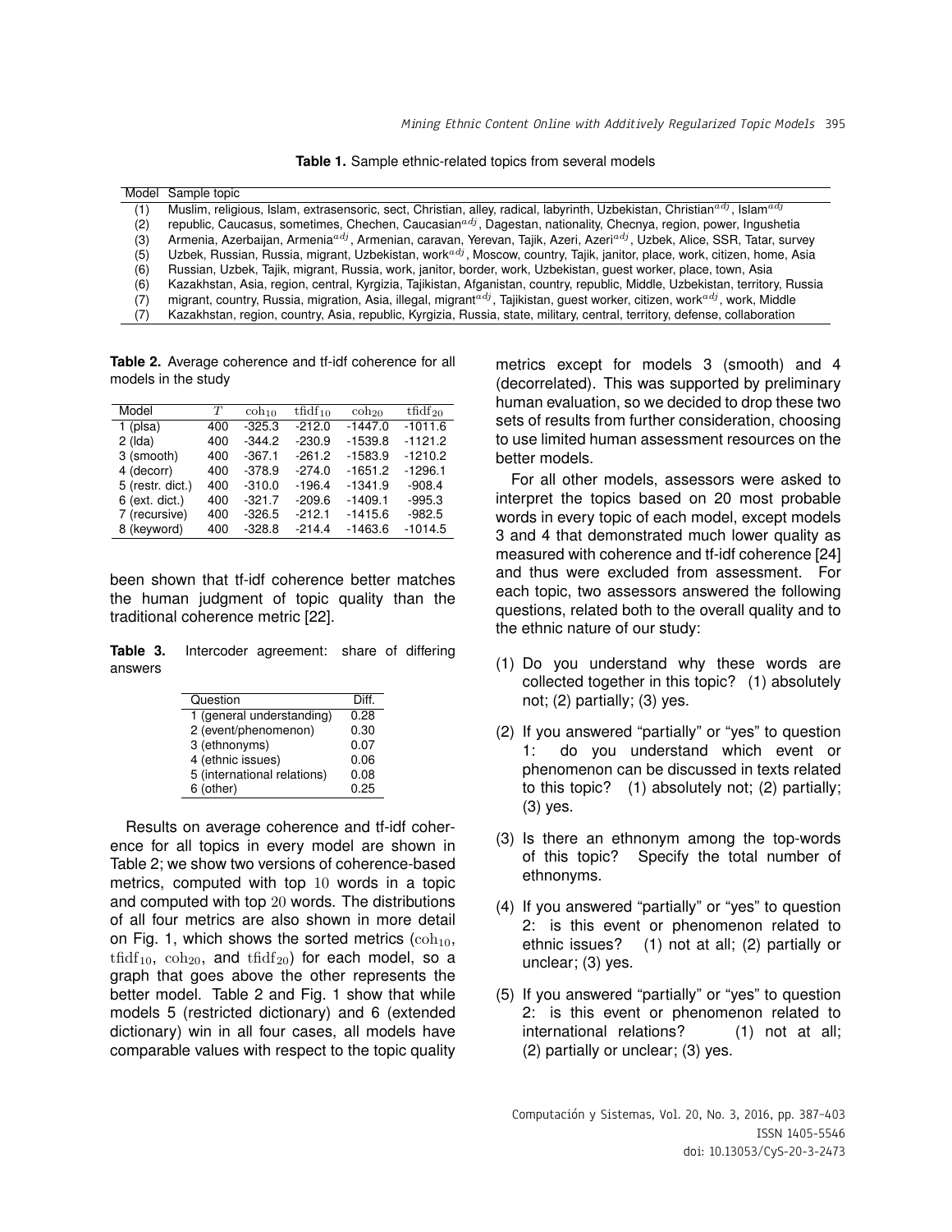**Table 1.** Sample ethnic-related topics from several models

| Model | Sample topic |
|---|---|
| (1) | Muslim, religious, Islam, extrasensoric, sect, Christian, alley, radical, labyrinth, Uzbekistan, Christian$^{adj}$, Islam$^{adj}$ |
| (2) | republic, Caucasus, sometimes, Chechen, Caucasian$^{adj}$, Dagestan, nationality, Checnya, region, power, Ingushetia |
| (3) | Armenia, Azerbaijan, Armenia$^{adj}$, Armenian, caravan, Yerevan, Tajik, Azeri, Azeri$^{adj}$, Uzbek, Alice, SSR, Tatar, survey |
| (5) | Uzbek, Russian, Russia, migrant, Uzbekistan, work$^{adj}$, Moscow, country, Tajik, janitor, place, work, citizen, home, Asia |
| (6) | Russian, Uzbek, Tajik, migrant, Russia, work, janitor, border, work, Uzbekistan, guest worker, place, town, Asia |
| (6) | Kazakhstan, Asia, region, central, Kyrgizia, Tajikistan, Afganistan, country, republic, Middle, Uzbekistan, territory, Russia |
| (7) | migrant, country, Russia, migration, Asia, illegal, migrant$^{adj}$, Tajikistan, guest worker, citizen, work$^{adj}$, work, Middle |
| (7) | Kazakhstan, region, country, Asia, republic, Kyrgizia, Russia, state, military, central, territory, defense, collaboration |

**Table 2.** Average coherence and tf-idf coherence for all models in the study

| Model | $T$ | $\mathrm{coh}_{10}$ | $\mathrm{tfidf}_{10}$ | $\mathrm{coh}_{20}$ | $\mathrm{tfidf}_{20}$ |
|---|---|---|---|---|---|
| 1 (plsa) | 400 | -325.3 | -212.0 | -1447.0 | -1011.6 |
| 2 (lda) | 400 | -344.2 | -230.9 | -1539.8 | -1121.2 |
| 3 (smooth) | 400 | -367.1 | -261.2 | -1583.9 | -1210.2 |
| 4 (decorr) | 400 | -378.9 | -274.0 | -1651.2 | -1296.1 |
| 5 (restr. dict.) | 400 | -310.0 | -196.4 | -1341.9 | -908.4 |
| 6 (ext. dict.) | 400 | -321.7 | -209.6 | -1409.1 | -995.3 |
| 7 (recursive) | 400 | -326.5 | -212.1 | -1415.6 | -982.5 |
| 8 (keyword) | 400 | -328.8 | -214.4 | -1463.6 | -1014.5 |

been shown that tf-idf coherence better matches the human judgment of topic quality than the traditional coherence metric [22].

**Table 3.** Intercoder agreement: share of differing answers

| Question | Diff. |
|---|---|
| 1 (general understanding) | 0.28 |
| 2 (event/phenomenon) | 0.30 |
| 3 (ethnonyms) | 0.07 |
| 4 (ethnic issues) | 0.06 |
| 5 (international relations) | 0.08 |
| 6 (other) | 0.25 |

Results on average coherence and tf-idf coherence for all topics in every model are shown in Table 2; we show two versions of coherence-based metrics, computed with top $10$ words in a topic and computed with top $20$ words. The distributions of all four metrics are also shown in more detail on Fig. 1, which shows the sorted metrics ($\mathrm{coh}_{10}$, $\mathrm{tfidf}_{10}$, $\mathrm{coh}_{20}$, and $\mathrm{tfidf}_{20}$) for each model, so a graph that goes above the other represents the better model. Table 2 and Fig. 1 show that while models 5 (restricted dictionary) and 6 (extended dictionary) win in all four cases, all models have comparable values with respect to the topic quality metrics except for models 3 (smooth) and 4 (decorrelated). This was supported by preliminary human evaluation, so we decided to drop these two sets of results from further consideration, choosing to use limited human assessment resources on the better models.

For all other models, assessors were asked to interpret the topics based on 20 most probable words in every topic of each model, except models 3 and 4 that demonstrated much lower quality as measured with coherence and tf-idf coherence [24] and thus were excluded from assessment. For each topic, two assessors answered the following questions, related both to the overall quality and to the ethnic nature of our study:

(1) Do you understand why these words are collected together in this topic? (1) absolutely not; (2) partially; (3) yes.

(2) If you answered "partially" or "yes" to question 1: do you understand which event or phenomenon can be discussed in texts related to this topic? (1) absolutely not; (2) partially; (3) yes.

(3) Is there an ethnonym among the top-words of this topic? Specify the total number of ethnonyms.

(4) If you answered "partially" or "yes" to question 2: is this event or phenomenon related to ethnic issues? (1) not at all; (2) partially or unclear; (3) yes.

(5) If you answered "partially" or "yes" to question 2: is this event or phenomenon related to international relations? (1) not at all; (2) partially or unclear; (3) yes.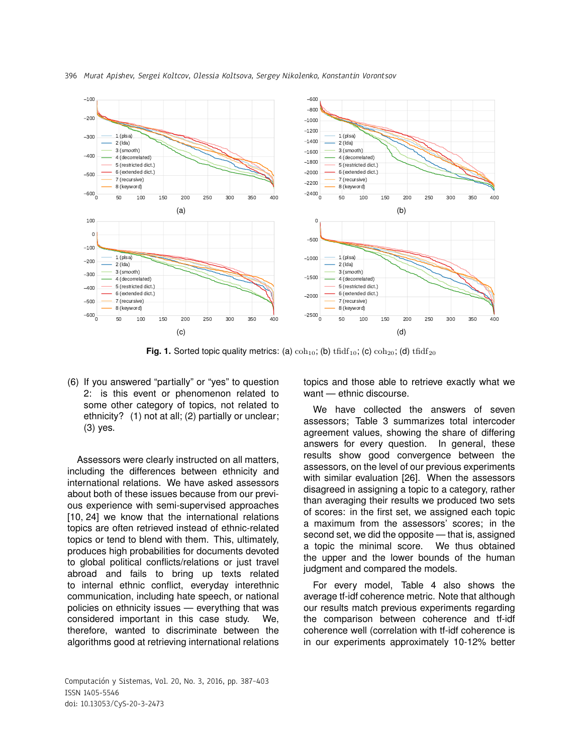Fig. 1. Sorted topic quality metrics: (a) $\mathrm{coh}_{10}$; (b) $\mathrm{tfidf}_{10}$; (c) $\mathrm{coh}_{20}$; (d) $\mathrm{tfidf}_{20}$

(6) If you answered “partially” or “yes” to question 2: is this event or phenomenon related to some other category of topics, not related to ethnicity? (1) not at all; (2) partially or unclear; (3) yes.

Assessors were clearly instructed on all matters, including the differences between ethnicity and international relations. We have asked assessors about both of these issues because from our previous experience with semi-supervised approaches [10, 24] we know that the international relations topics are often retrieved instead of ethnic-related topics or tend to blend with them. This, ultimately, produces high probabilities for documents devoted to global political conflicts/relations or just travel abroad and fails to bring up texts related to internal ethnic conflict, everyday interethnic communication, including hate speech, or national policies on ethnicity issues — everything that was considered important in this case study. We, therefore, wanted to discriminate between the algorithms good at retrieving international relations topics and those able to retrieve exactly what we want — ethnic discourse.

We have collected the answers of seven assessors; Table 3 summarizes total intercoder agreement values, showing the share of differing answers for every question. In general, these results show good convergence between the assessors, on the level of our previous experiments with similar evaluation [26]. When the assessors disagreed in assigning a topic to a category, rather than averaging their results we produced two sets of scores: in the first set, we assigned each topic a maximum from the assessors' scores; in the second set, we did the opposite — that is, assigned a topic the minimal score. We thus obtained the upper and the lower bounds of the human judgment and compared the models.

For every model, Table 4 also shows the average tf-idf coherence metric. Note that although our results match previous experiments regarding the comparison between coherence and tf-idf coherence well (correlation with tf-idf coherence is in our experiments approximately 10-12% better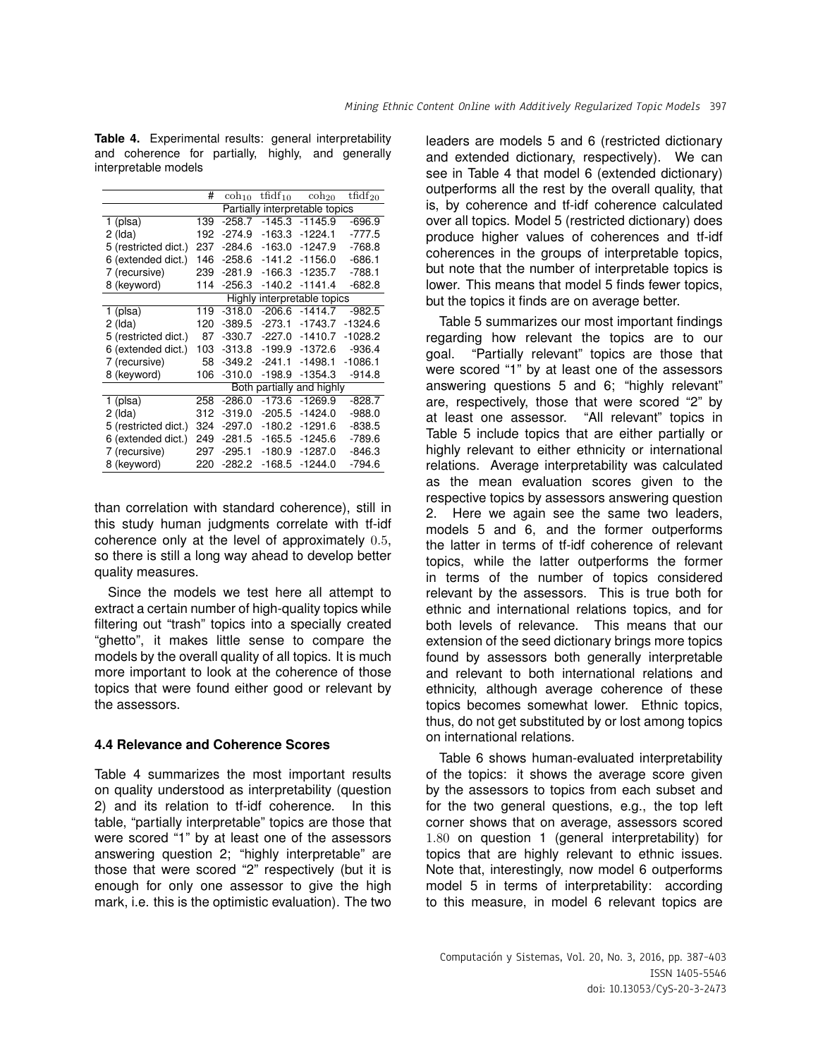**Table 4.** Experimental results: general interpretability and coherence for partially, highly, and generally interpretable models

| | # | $\text{coh}_{10}$ | $\text{tfidf}_{10}$ | $\text{coh}_{20}$ | $\text{tfidf}_{20}$ |
|---|---|---|---|---|---|
| Partially interpretable topics | | | | | |
| 1 (plsa) | 139 | -258.7 | -145.3 | -1145.9 | -696.9 |
| 2 (lda) | 192 | -274.9 | -163.3 | -1224.1 | -777.5 |
| 5 (restricted dict.) | 237 | -284.6 | -163.0 | -1247.9 | -768.8 |
| 6 (extended dict.) | 146 | -258.6 | -141.2 | -1156.0 | -686.1 |
| 7 (recursive) | 239 | -281.9 | -166.3 | -1235.7 | -788.1 |
| 8 (keyword) | 114 | -256.3 | -140.2 | -1141.4 | -682.8 |
| Highly interpretable topics | | | | | |
| 1 (plsa) | 119 | -318.0 | -206.6 | -1414.7 | -982.5 |
| 2 (lda) | 120 | -389.5 | -273.1 | -1743.7 | -1324.6 |
| 5 (restricted dict.) | 87 | -330.7 | -227.0 | -1410.7 | -1028.2 |
| 6 (extended dict.) | 103 | -313.8 | -199.9 | -1372.6 | -936.4 |
| 7 (recursive) | 58 | -349.2 | -241.1 | -1498.1 | -1086.1 |
| 8 (keyword) | 106 | -310.0 | -198.9 | -1354.3 | -914.8 |
| Both partially and highly | | | | | |
| 1 (plsa) | 258 | -286.0 | -173.6 | -1269.9 | -828.7 |
| 2 (lda) | 312 | -319.0 | -205.5 | -1424.0 | -988.0 |
| 5 (restricted dict.) | 324 | -297.0 | -180.2 | -1291.6 | -838.5 |
| 6 (extended dict.) | 249 | -281.5 | -165.5 | -1245.6 | -789.6 |
| 7 (recursive) | 297 | -295.1 | -180.9 | -1287.0 | -846.3 |
| 8 (keyword) | 220 | -282.2 | -168.5 | -1244.0 | -794.6 |

than correlation with standard coherence), still in this study human judgments correlate with tf-idf coherence only at the level of approximately $0.5$, so there is still a long way ahead to develop better quality measures.

Since the models we test here all attempt to extract a certain number of high-quality topics while filtering out "trash" topics into a specially created "ghetto", it makes little sense to compare the models by the overall quality of all topics. It is much more important to look at the coherence of those topics that were found either good or relevant by the assessors.

### 4.4 Relevance and Coherence Scores

Table 4 summarizes the most important results on quality understood as interpretability (question 2) and its relation to tf-idf coherence. In this table, "partially interpretable" topics are those that were scored "1" by at least one of the assessors answering question 2; "highly interpretable" are those that were scored "2" respectively (but it is enough for only one assessor to give the high mark, i.e. this is the optimistic evaluation). The two leaders are models 5 and 6 (restricted dictionary and extended dictionary, respectively). We can see in Table 4 that model 6 (extended dictionary) outperforms all the rest by the overall quality, that is, by coherence and tf-idf coherence calculated over all topics. Model 5 (restricted dictionary) does produce higher values of coherences and tf-idf coherences in the groups of interpretable topics, but note that the number of interpretable topics is lower. This means that model 5 finds fewer topics, but the topics it finds are on average better.

Table 5 summarizes our most important findings regarding how relevant the topics are to our goal. "Partially relevant" topics are those that were scored "1" by at least one of the assessors answering questions 5 and 6; "highly relevant" are, respectively, those that were scored "2" by at least one assessor. "All relevant" topics in Table 5 include topics that are either partially or highly relevant to either ethnicity or international relations. Average interpretability was calculated as the mean evaluation scores given to the respective topics by assessors answering question 2. Here we again see the same two leaders, models 5 and 6, and the former outperforms the latter in terms of tf-idf coherence of relevant topics, while the latter outperforms the former in terms of the number of topics considered relevant by the assessors. This is true both for ethnic and international relations topics, and for both levels of relevance. This means that our extension of the seed dictionary brings more topics found by assessors both generally interpretable and relevant to both international relations and ethnicity, although average coherence of these topics becomes somewhat lower. Ethnic topics, thus, do not get substituted by or lost among topics on international relations.

Table 6 shows human-evaluated interpretability of the topics: it shows the average score given by the assessors to topics from each subset and for the two general questions, e.g., the top left corner shows that on average, assessors scored $1.80$ on question 1 (general interpretability) for topics that are highly relevant to ethnic issues. Note that, interestingly, now model 6 outperforms model 5 in terms of interpretability: according to this measure, in model 6 relevant topics are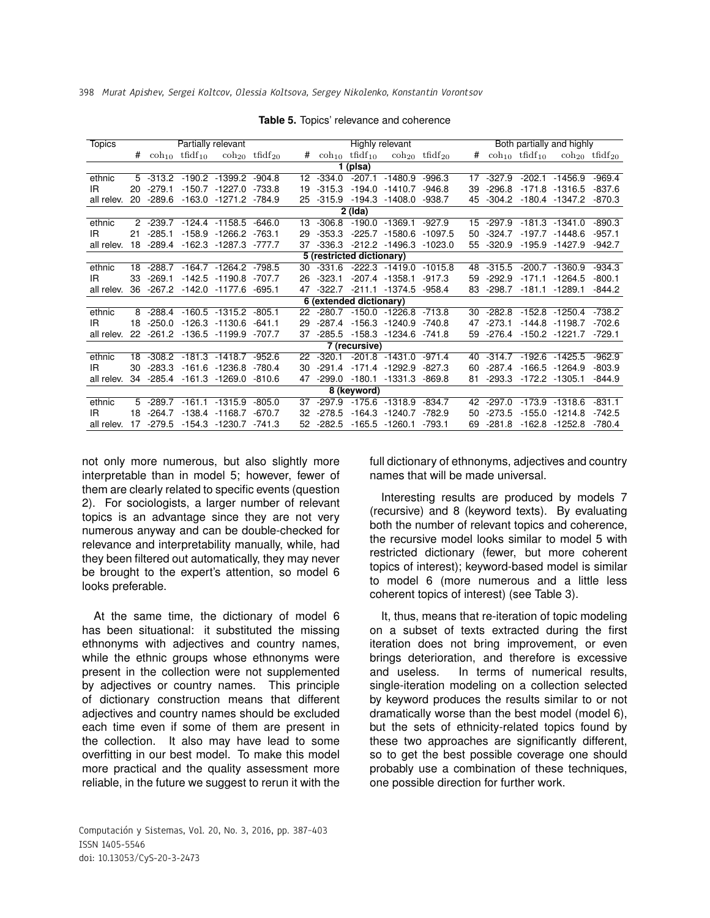**Table 5.** Topics' relevance and coherence

| Topics | Partially relevant | | | | | Highly relevant | | | | | Both partially and highly | | | | |
|---|---|---|---|---|---|---|---|---|---|---|---|---|---|---|---|
| | # | $\mathrm{coh}_{10}$ | $\mathrm{tfidf}_{10}$ | $\mathrm{coh}_{20}$ | $\mathrm{tfidf}_{20}$ | # | $\mathrm{coh}_{10}$ | $\mathrm{tfidf}_{10}$ | $\mathrm{coh}_{20}$ | $\mathrm{tfidf}_{20}$ | # | $\mathrm{coh}_{10}$ | $\mathrm{tfidf}_{10}$ | $\mathrm{coh}_{20}$ | $\mathrm{tfidf}_{20}$ |
| **1 (plsa)** | | | | | | | | | | | | | | | |
| ethnic | 5 | -313.2 | -190.2 | -1399.2 | -904.8 | 12 | -334.0 | -207.1 | -1480.9 | -996.3 | 17 | -327.9 | -202.1 | -1456.9 | -969.4 |
| IR | 20 | -279.1 | -150.7 | -1227.0 | -733.8 | 19 | -315.3 | -194.0 | -1410.7 | -946.8 | 39 | -296.8 | -171.8 | -1316.5 | -837.6 |
| all relev. | 20 | -289.6 | -163.0 | -1271.2 | -784.9 | 25 | -315.9 | -194.3 | -1408.0 | -938.7 | 45 | -304.2 | -180.4 | -1347.2 | -870.3 |
| **2 (lda)** | | | | | | | | | | | | | | | |
| ethnic | 2 | -239.7 | -124.4 | -1158.5 | -646.0 | 13 | -306.8 | -190.0 | -1369.1 | -927.9 | 15 | -297.9 | -181.3 | -1341.0 | -890.3 |
| IR | 21 | -285.1 | -158.9 | -1266.2 | -763.1 | 29 | -353.3 | -225.7 | -1580.6 | -1097.5 | 50 | -324.7 | -197.7 | -1448.6 | -957.1 |
| all relev. | 18 | -289.4 | -162.3 | -1287.3 | -777.7 | 37 | -336.3 | -212.2 | -1496.3 | -1023.0 | 55 | -320.9 | -195.9 | -1427.9 | -942.7 |
| **5 (restricted dictionary)** | | | | | | | | | | | | | | | |
| ethnic | 18 | -288.7 | -164.7 | -1264.2 | -798.5 | 30 | -331.6 | -222.3 | -1419.0 | -1015.8 | 48 | -315.5 | -200.7 | -1360.9 | -934.3 |
| IR | 33 | -269.1 | -142.5 | -1190.8 | -707.7 | 26 | -323.1 | -207.4 | -1358.1 | -917.3 | 59 | -292.9 | -171.1 | -1264.5 | -800.1 |
| all relev. | 36 | -267.2 | -142.0 | -1177.6 | -695.1 | 47 | -322.7 | -211.1 | -1374.5 | -958.4 | 83 | -298.7 | -181.1 | -1289.1 | -844.2 |
| **6 (extended dictionary)** | | | | | | | | | | | | | | | |
| ethnic | 8 | -288.4 | -160.5 | -1315.2 | -805.1 | 22 | -280.7 | -150.0 | -1226.8 | -713.8 | 30 | -282.8 | -152.8 | -1250.4 | -738.2 |
| IR | 18 | -250.0 | -126.3 | -1130.6 | -641.1 | 29 | -287.4 | -156.3 | -1240.9 | -740.8 | 47 | -273.1 | -144.8 | -1198.7 | -702.6 |
| all relev. | 22 | -261.2 | -136.5 | -1199.9 | -707.7 | 37 | -285.5 | -158.3 | -1234.6 | -741.8 | 59 | -276.4 | -150.2 | -1221.7 | -729.1 |
| **7 (recursive)** | | | | | | | | | | | | | | | |
| ethnic | 18 | -308.2 | -181.3 | -1418.7 | -952.6 | 22 | -320.1 | -201.8 | -1431.0 | -971.4 | 40 | -314.7 | -192.6 | -1425.5 | -962.9 |
| IR | 30 | -283.3 | -161.6 | -1236.8 | -780.4 | 30 | -291.4 | -171.4 | -1292.9 | -827.3 | 60 | -287.4 | -166.5 | -1264.9 | -803.9 |
| all relev. | 34 | -285.4 | -161.3 | -1269.0 | -810.6 | 47 | -299.0 | -180.1 | -1331.3 | -869.8 | 81 | -293.3 | -172.2 | -1305.1 | -844.9 |
| **8 (keyword)** | | | | | | | | | | | | | | | |
| ethnic | 5 | -289.7 | -161.1 | -1315.9 | -805.0 | 37 | -297.9 | -175.6 | -1318.9 | -834.7 | 42 | -297.0 | -173.9 | -1318.6 | -831.1 |
| IR | 18 | -264.7 | -138.4 | -1168.7 | -670.7 | 32 | -278.5 | -164.3 | -1240.7 | -782.9 | 50 | -273.5 | -155.0 | -1214.8 | -742.5 |
| all relev. | 17 | -279.5 | -154.3 | -1230.7 | -741.3 | 52 | -282.5 | -165.5 | -1260.1 | -793.1 | 69 | -281.8 | -162.8 | -1252.8 | -780.4 |

not only more numerous, but also slightly more interpretable than in model 5; however, fewer of them are clearly related to specific events (question 2). For sociologists, a larger number of relevant topics is an advantage since they are not very numerous anyway and can be double-checked for relevance and interpretability manually, while, had they been filtered out automatically, they may never be brought to the expert's attention, so model 6 looks preferable.

At the same time, the dictionary of model 6 has been situational: it substituted the missing ethnonyms with adjectives and country names, while the ethnic groups whose ethnonyms were present in the collection were not supplemented by adjectives or country names. This principle of dictionary construction means that different adjectives and country names should be excluded each time even if some of them are present in the collection. It also may have lead to some overfitting in our best model. To make this model more practical and the quality assessment more reliable, in the future we suggest to rerun it with the full dictionary of ethnonyms, adjectives and country names that will be made universal.

Interesting results are produced by models 7 (recursive) and 8 (keyword texts). By evaluating both the number of relevant topics and coherence, the recursive model looks similar to model 5 with restricted dictionary (fewer, but more coherent topics of interest); keyword-based model is similar to model 6 (more numerous and a little less coherent topics of interest) (see Table 3).

It, thus, means that re-iteration of topic modeling on a subset of texts extracted during the first iteration does not bring improvement, or even brings deterioration, and therefore is excessive and useless. In terms of numerical results, single-iteration modeling on a collection selected by keyword produces the results similar to or not dramatically worse than the best model (model 6), but the sets of ethnicity-related topics found by these two approaches are significantly different, so to get the best possible coverage one should probably use a combination of these techniques, one possible direction for further work.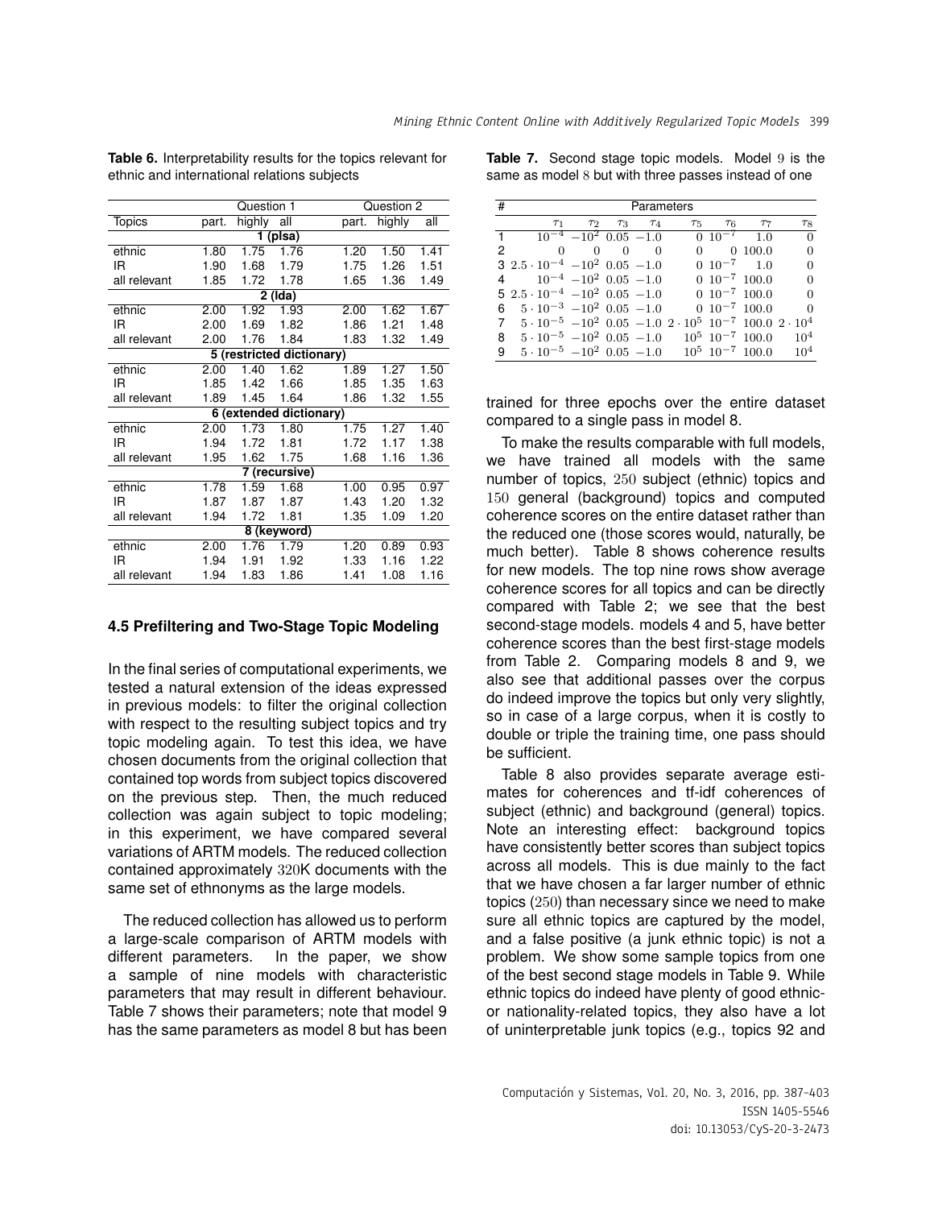**Table 6.** Interpretability results for the topics relevant for ethnic and international relations subjects

| | Question 1 | | | Question 2 | | |
|---|---|---|---|---|---|---|
| Topics | part. | highly | all | part. | highly | all |
| **1 (plsa)** | | | | | | |
| ethnic | 1.80 | 1.75 | 1.76 | 1.20 | 1.50 | 1.41 |
| IR | 1.90 | 1.68 | 1.79 | 1.75 | 1.26 | 1.51 |
| all relevant | 1.85 | 1.72 | 1.78 | 1.65 | 1.36 | 1.49 |
| **2 (lda)** | | | | | | |
| ethnic | 2.00 | 1.92 | 1.93 | 2.00 | 1.62 | 1.67 |
| IR | 2.00 | 1.69 | 1.82 | 1.86 | 1.21 | 1.48 |
| all relevant | 2.00 | 1.76 | 1.84 | 1.83 | 1.32 | 1.49 |
| **5 (restricted dictionary)** | | | | | | |
| ethnic | 2.00 | 1.40 | 1.62 | 1.89 | 1.27 | 1.50 |
| IR | 1.85 | 1.42 | 1.66 | 1.85 | 1.35 | 1.63 |
| all relevant | 1.89 | 1.45 | 1.64 | 1.86 | 1.32 | 1.55 |
| **6 (extended dictionary)** | | | | | | |
| ethnic | 2.00 | 1.73 | 1.80 | 1.75 | 1.27 | 1.40 |
| IR | 1.94 | 1.72 | 1.81 | 1.72 | 1.17 | 1.38 |
| all relevant | 1.95 | 1.62 | 1.75 | 1.68 | 1.16 | 1.36 |
| **7 (recursive)** | | | | | | |
| ethnic | 1.78 | 1.59 | 1.68 | 1.00 | 0.95 | 0.97 |
| IR | 1.87 | 1.87 | 1.87 | 1.43 | 1.20 | 1.32 |
| all relevant | 1.94 | 1.72 | 1.81 | 1.35 | 1.09 | 1.20 |
| **8 (keyword)** | | | | | | |
| ethnic | 2.00 | 1.76 | 1.79 | 1.20 | 0.89 | 0.93 |
| IR | 1.94 | 1.91 | 1.92 | 1.33 | 1.16 | 1.22 |
| all relevant | 1.94 | 1.83 | 1.86 | 1.41 | 1.08 | 1.16 |

### 4.5 Prefiltering and Two-Stage Topic Modeling

In the final series of computational experiments, we tested a natural extension of the ideas expressed in previous models: to filter the original collection with respect to the resulting subject topics and try topic modeling again. To test this idea, we have chosen documents from the original collection that contained top words from subject topics discovered on the previous step. Then, the much reduced collection was again subject to topic modeling; in this experiment, we have compared several variations of ARTM models. The reduced collection contained approximately $320$K documents with the same set of ethnonyms as the large models.

The reduced collection has allowed us to perform a large-scale comparison of ARTM models with different parameters. In the paper, we show a sample of nine models with characteristic parameters that may result in different behaviour. Table 7 shows their parameters; note that model 9 has the same parameters as model 8 but has been trained for three epochs over the entire dataset compared to a single pass in model 8.

**Table 7.** Second stage topic models. Model $9$ is the same as model $8$ but with three passes instead of one

| # | $\tau_1$ | $\tau_2$ | $\tau_3$ | $\tau_4$ | $\tau_5$ | $\tau_6$ | $\tau_7$ | $\tau_8$ |
|---|---|---|---|---|---|---|---|---|
| 1 | $10^{-4}$ | $-10^2$ | $0.05$ | $-1.0$ | $0$ | $10^{-7}$ | $1.0$ | $0$ |
| 2 | $0$ | $0$ | $0$ | $0$ | $0$ | $0$ | $100.0$ | $0$ |
| 3 | $2.5 \cdot 10^{-4}$ | $-10^2$ | $0.05$ | $-1.0$ | $0$ | $10^{-7}$ | $1.0$ | $0$ |
| 4 | $10^{-4}$ | $-10^2$ | $0.05$ | $-1.0$ | $0$ | $10^{-7}$ | $100.0$ | $0$ |
| 5 | $2.5 \cdot 10^{-4}$ | $-10^2$ | $0.05$ | $-1.0$ | $0$ | $10^{-7}$ | $100.0$ | $0$ |
| 6 | $5 \cdot 10^{-3}$ | $-10^2$ | $0.05$ | $-1.0$ | $0$ | $10^{-7}$ | $100.0$ | $0$ |
| 7 | $5 \cdot 10^{-5}$ | $-10^2$ | $0.05$ | $-1.0$ | $2 \cdot 10^5$ | $10^{-7}$ | $100.0$ | $2 \cdot 10^4$ |
| 8 | $5 \cdot 10^{-5}$ | $-10^2$ | $0.05$ | $-1.0$ | $10^5$ | $10^{-7}$ | $100.0$ | $10^4$ |
| 9 | $5 \cdot 10^{-5}$ | $-10^2$ | $0.05$ | $-1.0$ | $10^5$ | $10^{-7}$ | $100.0$ | $10^4$ |

To make the results comparable with full models, we have trained all models with the same number of topics, $250$ subject (ethnic) topics and $150$ general (background) topics and computed coherence scores on the entire dataset rather than the reduced one (those scores would, naturally, be much better). Table 8 shows coherence results for new models. The top nine rows show average coherence scores for all topics and can be directly compared with Table 2; we see that the best second-stage models. models 4 and 5, have better coherence scores than the best first-stage models from Table 2. Comparing models 8 and 9, we also see that additional passes over the corpus do indeed improve the topics but only very slightly, so in case of a large corpus, when it is costly to double or triple the training time, one pass should be sufficient.

Table 8 also provides separate average estimates for coherences and tf-idf coherences of subject (ethnic) and background (general) topics. Note an interesting effect: background topics have consistently better scores than subject topics across all models. This is due mainly to the fact that we have chosen a far larger number of ethnic topics ($250$) than necessary since we need to make sure all ethnic topics are captured by the model, and a false positive (a junk ethnic topic) is not a problem. We show some sample topics from one of the best second stage models in Table 9. While ethnic topics do indeed have plenty of good ethnic- or nationality-related topics, they also have a lot of uninterpretable junk topics (e.g., topics 92 and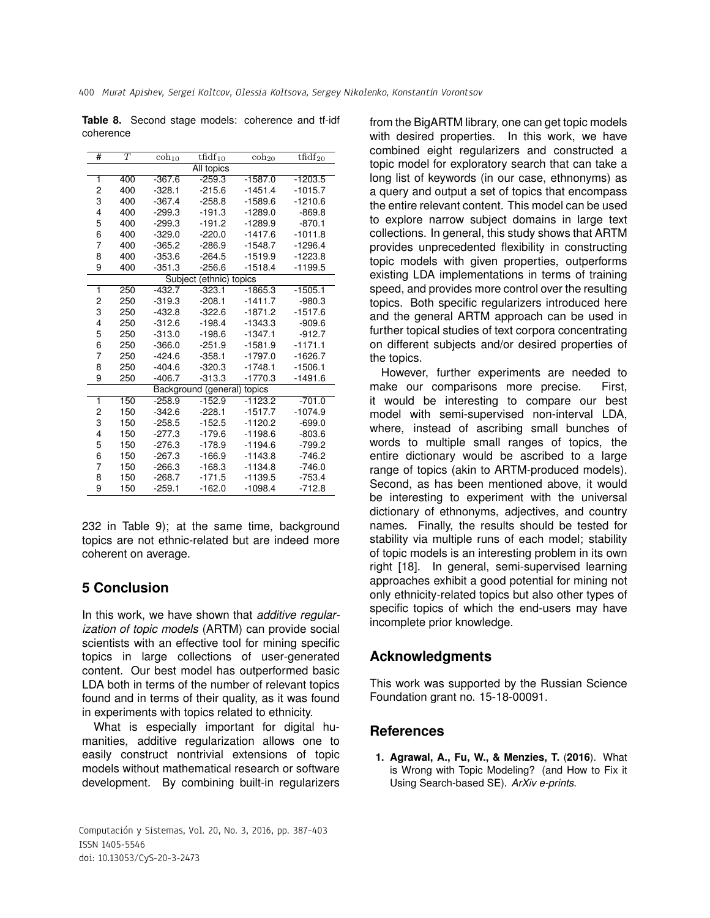**Table 8.** Second stage models: coherence and tf-idf coherence

| # | $T$ | $\text{coh}_{10}$ | $\text{tfidf}_{10}$ | $\text{coh}_{20}$ | $\text{tfidf}_{20}$ |
|---|---|---|---|---|---|
| All topics | | | | | |
| 1 | 400 | -367.6 | -259.3 | -1587.0 | -1203.5 |
| 2 | 400 | -328.1 | -215.6 | -1451.4 | -1015.7 |
| 3 | 400 | -367.4 | -258.8 | -1589.6 | -1210.6 |
| 4 | 400 | -299.3 | -191.3 | -1289.0 | -869.8 |
| 5 | 400 | -299.3 | -191.2 | -1289.9 | -870.1 |
| 6 | 400 | -329.0 | -220.0 | -1417.6 | -1011.8 |
| 7 | 400 | -365.2 | -286.9 | -1548.7 | -1296.4 |
| 8 | 400 | -353.6 | -264.5 | -1519.9 | -1223.8 |
| 9 | 400 | -351.3 | -256.6 | -1518.4 | -1199.5 |
| Subject (ethnic) topics | | | | | |
| 1 | 250 | -432.7 | -323.1 | -1865.3 | -1505.1 |
| 2 | 250 | -319.3 | -208.1 | -1411.7 | -980.3 |
| 3 | 250 | -432.8 | -322.6 | -1871.2 | -1517.6 |
| 4 | 250 | -312.6 | -198.4 | -1343.3 | -909.6 |
| 5 | 250 | -313.0 | -198.6 | -1347.1 | -912.7 |
| 6 | 250 | -366.0 | -251.9 | -1581.9 | -1171.1 |
| 7 | 250 | -424.6 | -358.1 | -1797.0 | -1626.7 |
| 8 | 250 | -404.6 | -320.3 | -1748.1 | -1506.1 |
| 9 | 250 | -406.7 | -313.3 | -1770.3 | -1491.6 |
| Background (general) topics | | | | | |
| 1 | 150 | -258.9 | -152.9 | -1123.2 | -701.0 |
| 2 | 150 | -342.6 | -228.1 | -1517.7 | -1074.9 |
| 3 | 150 | -258.5 | -152.5 | -1120.2 | -699.0 |
| 4 | 150 | -277.3 | -179.6 | -1198.6 | -803.6 |
| 5 | 150 | -276.3 | -178.9 | -1194.6 | -799.2 |
| 6 | 150 | -267.3 | -166.9 | -1143.8 | -746.2 |
| 7 | 150 | -266.3 | -168.3 | -1134.8 | -746.0 |
| 8 | 150 | -268.7 | -171.5 | -1139.5 | -753.4 |
| 9 | 150 | -259.1 | -162.0 | -1098.4 | -712.8 |

232 in Table 9); at the same time, background topics are not ethnic-related but are indeed more coherent on average.

## 5 Conclusion

In this work, we have shown that *additive regularization of topic models* (ARTM) can provide social scientists with an effective tool for mining specific topics in large collections of user-generated content. Our best model has outperformed basic LDA both in terms of the number of relevant topics found and in terms of their quality, as it was found in experiments with topics related to ethnicity.

What is especially important for digital humanities, additive regularization allows one to easily construct nontrivial extensions of topic models without mathematical research or software development. By combining built-in regularizers from the BigARTM library, one can get topic models with desired properties. In this work, we have combined eight regularizers and constructed a topic model for exploratory search that can take a long list of keywords (in our case, ethnonyms) as a query and output a set of topics that encompass the entire relevant content. This model can be used to explore narrow subject domains in large text collections. In general, this study shows that ARTM provides unprecedented flexibility in constructing topic models with given properties, outperforms existing LDA implementations in terms of training speed, and provides more control over the resulting topics. Both specific regularizers introduced here and the general ARTM approach can be used in further topical studies of text corpora concentrating on different subjects and/or desired properties of the topics.

However, further experiments are needed to make our comparisons more precise. First, it would be interesting to compare our best model with semi-supervised non-interval LDA, where, instead of ascribing small bunches of words to multiple small ranges of topics, the entire dictionary would be ascribed to a large range of topics (akin to ARTM-produced models). Second, as has been mentioned above, it would be interesting to experiment with the universal dictionary of ethnonyms, adjectives, and country names. Finally, the results should be tested for stability via multiple runs of each model; stability of topic models is an interesting problem in its own right [18]. In general, semi-supervised learning approaches exhibit a good potential for mining not only ethnicity-related topics but also other types of specific topics of which the end-users may have incomplete prior knowledge.

## Acknowledgments

This work was supported by the Russian Science Foundation grant no. 15-18-00091.

## References

1. **Agrawal, A., Fu, W., & Menzies, T.** (**2016**). What is Wrong with Topic Modeling? (and How to Fix it Using Search-based SE). *ArXiv e-prints*.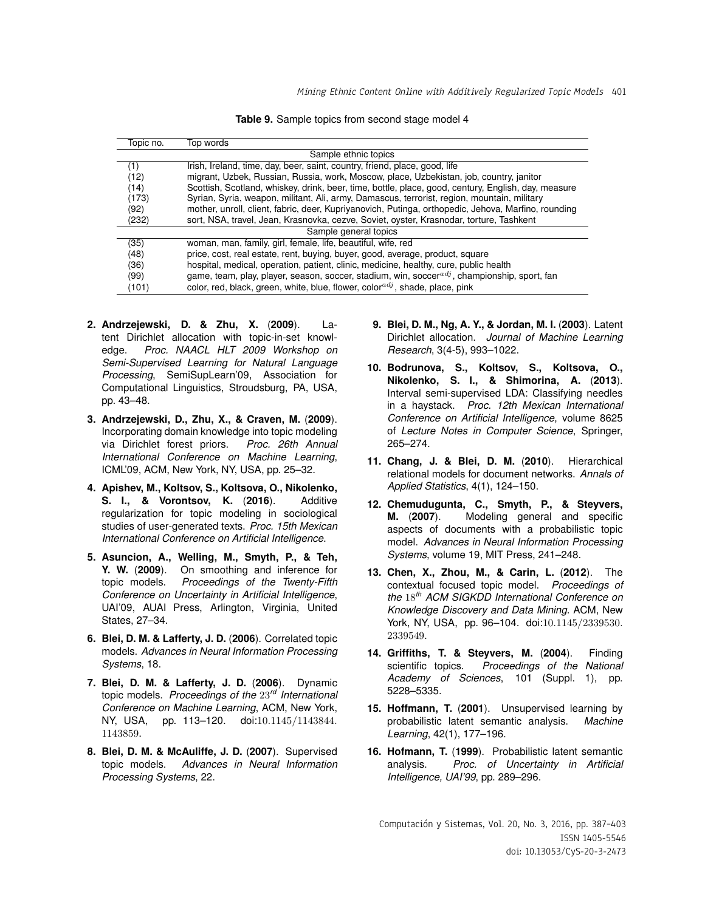**Table 9.** Sample topics from second stage model 4

| Topic no. | Top words |
|---|---|
| | Sample ethnic topics |
| (1) | Irish, Ireland, time, day, beer, saint, country, friend, place, good, life |
| (12) | migrant, Uzbek, Russian, Russia, work, Moscow, place, Uzbekistan, job, country, janitor |
| (14) | Scottish, Scotland, whiskey, drink, beer, time, bottle, place, good, century, English, day, measure |
| (173) | Syrian, Syria, weapon, militant, Ali, army, Damascus, terrorist, region, mountain, military |
| (92) | mother, unroll, client, fabric, deer, Kupriyanovich, Putinga, orthopedic, Jehova, Marfino, rounding |
| (232) | sort, NSA, travel, Jean, Krasnovka, cezve, Soviet, oyster, Krasnodar, torture, Tashkent |
| | Sample general topics |
| (35) | woman, man, family, girl, female, life, beautiful, wife, red |
| (48) | price, cost, real estate, rent, buying, buyer, good, average, product, square |
| (36) | hospital, medical, operation, patient, clinic, medicine, healthy, cure, public health |
| (99) | game, team, play, player, season, soccer, stadium, win, soccer$^{adj}$, championship, sport, fan |
| (101) | color, red, black, green, white, blue, flower, color$^{adj}$, shade, place, pink |

2. **Andrzejewski, D. & Zhu, X.** (**2009**). Latent Dirichlet allocation with topic-in-set knowledge. *Proc. NAACL HLT 2009 Workshop on Semi-Supervised Learning for Natural Language Processing*, SemiSupLearn'09, Association for Computational Linguistics, Stroudsburg, PA, USA, pp. 43–48.

3. **Andrzejewski, D., Zhu, X., & Craven, M.** (**2009**). Incorporating domain knowledge into topic modeling via Dirichlet forest priors. *Proc. 26th Annual International Conference on Machine Learning*, ICML'09, ACM, New York, NY, USA, pp. 25–32.

4. **Apishev, M., Koltsov, S., Koltsova, O., Nikolenko, S. I., & Vorontsov, K.** (**2016**). Additive regularization for topic modeling in sociological studies of user-generated texts. *Proc. 15th Mexican International Conference on Artificial Intelligence*.

5. **Asuncion, A., Welling, M., Smyth, P., & Teh, Y. W.** (**2009**). On smoothing and inference for topic models. *Proceedings of the Twenty-Fifth Conference on Uncertainty in Artificial Intelligence*, UAI'09, AUAI Press, Arlington, Virginia, United States, 27–34.

6. **Blei, D. M. & Lafferty, J. D.** (**2006**). Correlated topic models. *Advances in Neural Information Processing Systems*, 18.

7. **Blei, D. M. & Lafferty, J. D.** (**2006**). Dynamic topic models. *Proceedings of the 23rd International Conference on Machine Learning*, ACM, New York, NY, USA, pp. 113–120. doi:10.1145/1143844.1143859.

8. **Blei, D. M. & McAuliffe, J. D.** (**2007**). Supervised topic models. *Advances in Neural Information Processing Systems*, 22.

9. **Blei, D. M., Ng, A. Y., & Jordan, M. I.** (**2003**). Latent Dirichlet allocation. *Journal of Machine Learning Research*, 3(4-5), 993–1022.

10. **Bodrunova, S., Koltsov, S., Koltsova, O., Nikolenko, S. I., & Shimorina, A.** (**2013**). Interval semi-supervised LDA: Classifying needles in a haystack. *Proc. 12th Mexican International Conference on Artificial Intelligence*, volume 8625 of *Lecture Notes in Computer Science*, Springer, 265–274.

11. **Chang, J. & Blei, D. M.** (**2010**). Hierarchical relational models for document networks. *Annals of Applied Statistics*, 4(1), 124–150.

12. **Chemudugunta, C., Smyth, P., & Steyvers, M.** (**2007**). Modeling general and specific aspects of documents with a probabilistic topic model. *Advances in Neural Information Processing Systems*, volume 19, MIT Press, 241–248.

13. **Chen, X., Zhou, M., & Carin, L.** (**2012**). The contextual focused topic model. *Proceedings of the 18th ACM SIGKDD International Conference on Knowledge Discovery and Data Mining*. ACM, New York, NY, USA, pp. 96–104. doi:10.1145/2339530.2339549.

14. **Griffiths, T. & Steyvers, M.** (**2004**). Finding scientific topics. *Proceedings of the National Academy of Sciences*, 101 (Suppl. 1), pp. 5228–5335.

15. **Hoffmann, T.** (**2001**). Unsupervised learning by probabilistic latent semantic analysis. *Machine Learning*, 42(1), 177–196.

16. **Hofmann, T.** (**1999**). Probabilistic latent semantic analysis. *Proc. of Uncertainty in Artificial Intelligence, UAI'99*, pp. 289–296.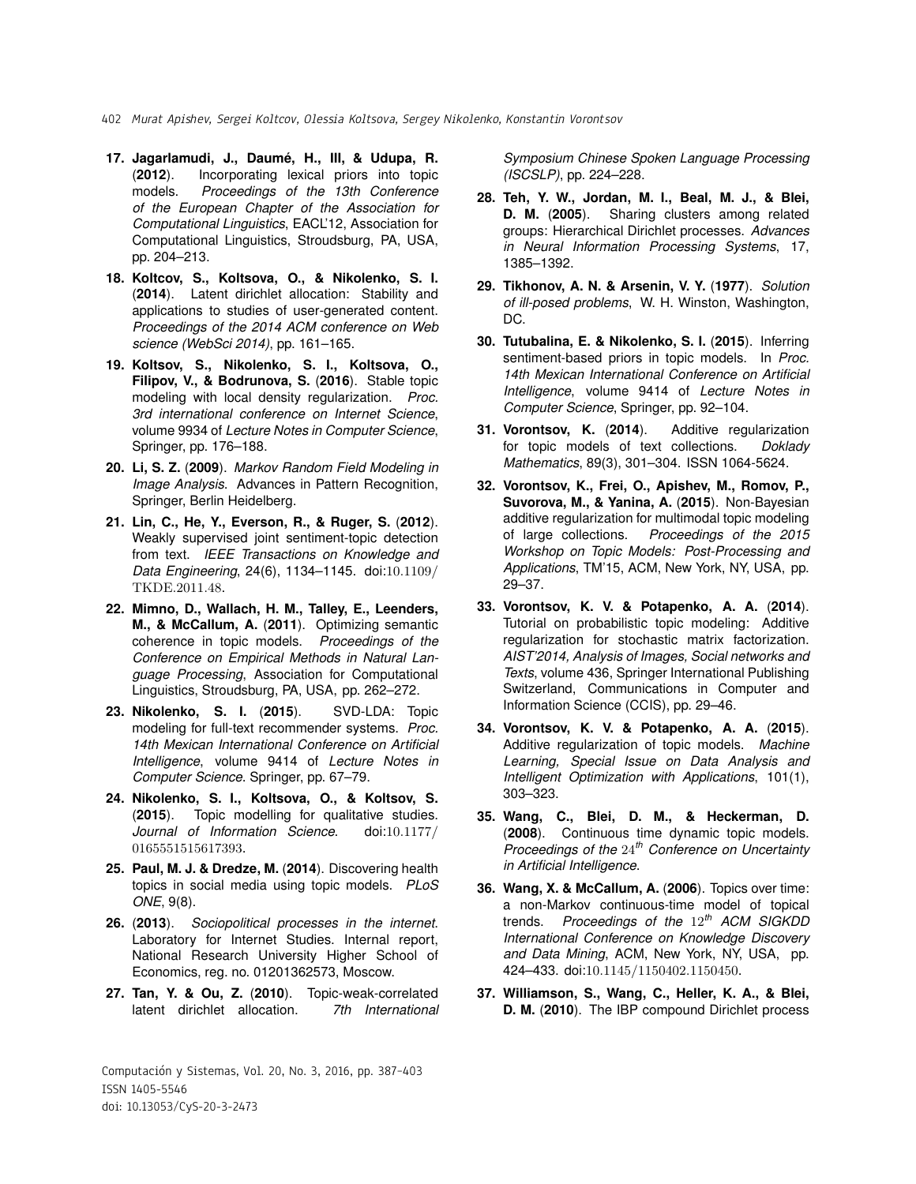**17. Jagarlamudi, J., Daumé, H., III, & Udupa, R.** (**2012**). Incorporating lexical priors into topic models. *Proceedings of the 13th Conference of the European Chapter of the Association for Computational Linguistics*, EACL'12, Association for Computational Linguistics, Stroudsburg, PA, USA, pp. 204–213.

**18. Koltcov, S., Koltsova, O., & Nikolenko, S. I.** (**2014**). Latent dirichlet allocation: Stability and applications to studies of user-generated content. *Proceedings of the 2014 ACM conference on Web science (WebSci 2014)*, pp. 161–165.

**19. Koltsov, S., Nikolenko, S. I., Koltsova, O., Filipov, V., & Bodrunova, S.** (**2016**). Stable topic modeling with local density regularization. *Proc. 3rd international conference on Internet Science*, volume 9934 of *Lecture Notes in Computer Science*, Springer, pp. 176–188.

**20. Li, S. Z.** (**2009**). *Markov Random Field Modeling in Image Analysis*. Advances in Pattern Recognition, Springer, Berlin Heidelberg.

**21. Lin, C., He, Y., Everson, R., & Ruger, S.** (**2012**). Weakly supervised joint sentiment-topic detection from text. *IEEE Transactions on Knowledge and Data Engineering*, 24(6), 1134–1145. doi:10.1109/TKDE.2011.48.

**22. Mimno, D., Wallach, H. M., Talley, E., Leenders, M., & McCallum, A.** (**2011**). Optimizing semantic coherence in topic models. *Proceedings of the Conference on Empirical Methods in Natural Language Processing*, Association for Computational Linguistics, Stroudsburg, PA, USA, pp. 262–272.

**23. Nikolenko, S. I.** (**2015**). SVD-LDA: Topic modeling for full-text recommender systems. *Proc. 14th Mexican International Conference on Artificial Intelligence*, volume 9414 of *Lecture Notes in Computer Science*. Springer, pp. 67–79.

**24. Nikolenko, S. I., Koltsova, O., & Koltsov, S.** (**2015**). Topic modelling for qualitative studies. *Journal of Information Science*. doi:10.1177/0165551515617393.

**25. Paul, M. J. & Dredze, M.** (**2014**). Discovering health topics in social media using topic models. *PLoS ONE*, 9(8).

**26.** (**2013**). *Sociopolitical processes in the internet*. Laboratory for Internet Studies. Internal report, National Research University Higher School of Economics, reg. no. 01201362573, Moscow.

**27. Tan, Y. & Ou, Z.** (**2010**). Topic-weak-correlated latent dirichlet allocation. *7th International Symposium Chinese Spoken Language Processing (ISCSLP)*, pp. 224–228.

**28. Teh, Y. W., Jordan, M. I., Beal, M. J., & Blei, D. M.** (**2005**). Sharing clusters among related groups: Hierarchical Dirichlet processes. *Advances in Neural Information Processing Systems*, 17, 1385–1392.

**29. Tikhonov, A. N. & Arsenin, V. Y.** (**1977**). *Solution of ill-posed problems*, W. H. Winston, Washington, DC.

**30. Tutubalina, E. & Nikolenko, S. I.** (**2015**). Inferring sentiment-based priors in topic models. In *Proc. 14th Mexican International Conference on Artificial Intelligence*, volume 9414 of *Lecture Notes in Computer Science*, Springer, pp. 92–104.

**31. Vorontsov, K.** (**2014**). Additive regularization for topic models of text collections. *Doklady Mathematics*, 89(3), 301–304. ISSN 1064-5624.

**32. Vorontsov, K., Frei, O., Apishev, M., Romov, P., Suvorova, M., & Yanina, A.** (**2015**). Non-Bayesian additive regularization for multimodal topic modeling of large collections. *Proceedings of the 2015 Workshop on Topic Models: Post-Processing and Applications*, TM'15, ACM, New York, NY, USA, pp. 29–37.

**33. Vorontsov, K. V. & Potapenko, A. A.** (**2014**). Tutorial on probabilistic topic modeling: Additive regularization for stochastic matrix factorization. *AIST'2014, Analysis of Images, Social networks and Texts*, volume 436, Springer International Publishing Switzerland, Communications in Computer and Information Science (CCIS), pp. 29–46.

**34. Vorontsov, K. V. & Potapenko, A. A.** (**2015**). Additive regularization of topic models. *Machine Learning, Special Issue on Data Analysis and Intelligent Optimization with Applications*, 101(1), 303–323.

**35. Wang, C., Blei, D. M., & Heckerman, D.** (**2008**). Continuous time dynamic topic models. *Proceedings of the* $24^{th}$ *Conference on Uncertainty in Artificial Intelligence*.

**36. Wang, X. & McCallum, A.** (**2006**). Topics over time: a non-Markov continuous-time model of topical trends. *Proceedings of the* $12^{th}$ *ACM SIGKDD International Conference on Knowledge Discovery and Data Mining*, ACM, New York, NY, USA, pp. 424–433. doi:10.1145/1150402.1150450.

**37. Williamson, S., Wang, C., Heller, K. A., & Blei, D. M.** (**2010**). The IBP compound Dirichlet process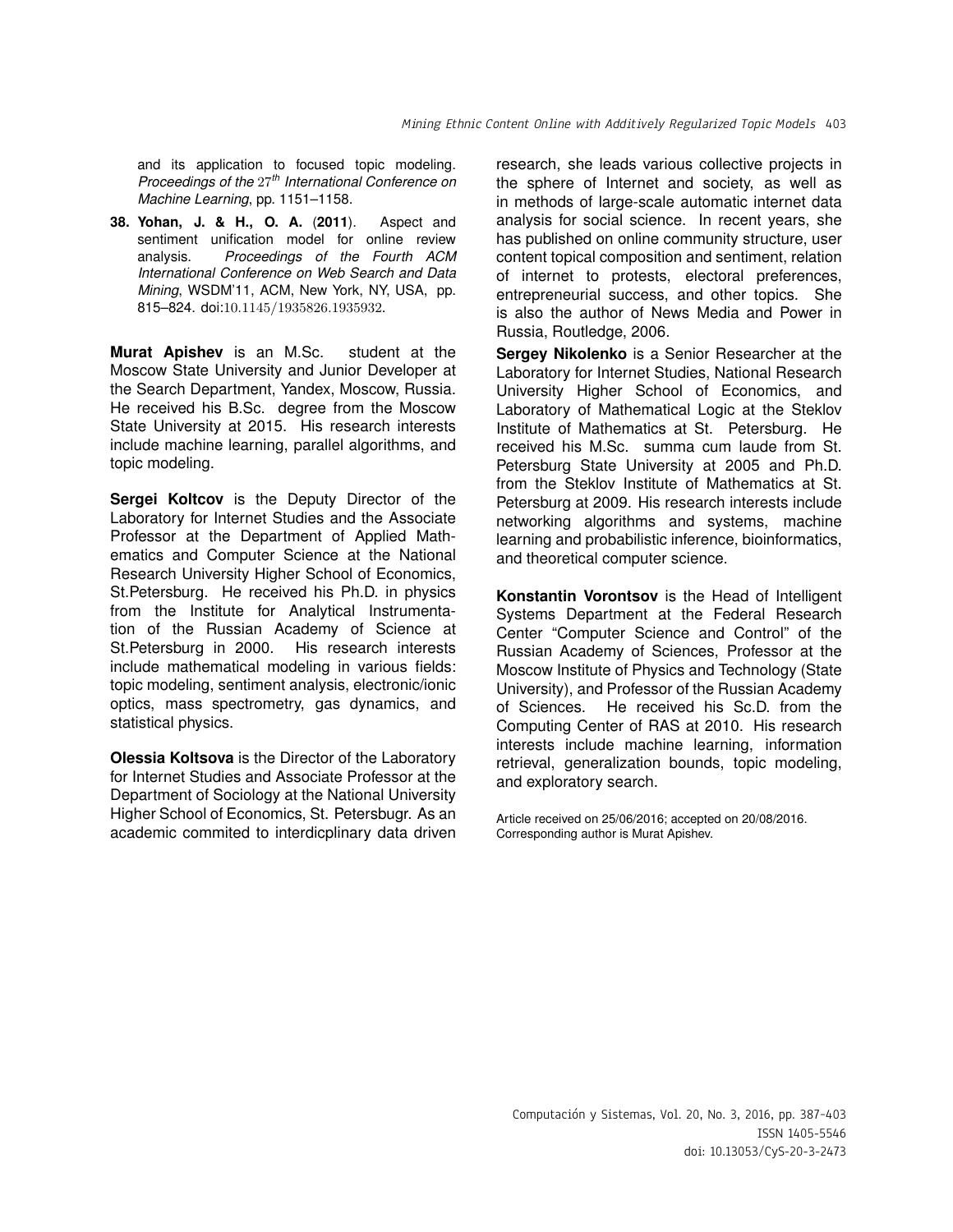and its application to focused topic modeling. *Proceedings of the* $27^{th}$ *International Conference on Machine Learning*, pp. 1151–1158.

**38. Yohan, J. & H., O. A.** (**2011**). Aspect and sentiment unification model for online review analysis. *Proceedings of the Fourth ACM International Conference on Web Search and Data Mining*, WSDM'11, ACM, New York, NY, USA, pp. 815–824. doi:10.1145/1935826.1935932.

**Murat Apishev** is an M.Sc. student at the Moscow State University and Junior Developer at the Search Department, Yandex, Moscow, Russia. He received his B.Sc. degree from the Moscow State University at 2015. His research interests include machine learning, parallel algorithms, and topic modeling.

**Sergei Koltcov** is the Deputy Director of the Laboratory for Internet Studies and the Associate Professor at the Department of Applied Mathematics and Computer Science at the National Research University Higher School of Economics, St.Petersburg. He received his Ph.D. in physics from the Institute for Analytical Instrumentation of the Russian Academy of Science at St.Petersburg in 2000. His research interests include mathematical modeling in various fields: topic modeling, sentiment analysis, electronic/ionic optics, mass spectrometry, gas dynamics, and statistical physics.

**Olessia Koltsova** is the Director of the Laboratory for Internet Studies and Associate Professor at the Department of Sociology at the National University Higher School of Economics, St. Petersbugr. As an academic commited to interdicplinary data driven research, she leads various collective projects in the sphere of Internet and society, as well as in methods of large-scale automatic internet data analysis for social science. In recent years, she has published on online community structure, user content topical composition and sentiment, relation of internet to protests, electoral preferences, entrepreneurial success, and other topics. She is also the author of News Media and Power in Russia, Routledge, 2006.

**Sergey Nikolenko** is a Senior Researcher at the Laboratory for Internet Studies, National Research University Higher School of Economics, and Laboratory of Mathematical Logic at the Steklov Institute of Mathematics at St. Petersburg. He received his M.Sc. summa cum laude from St. Petersburg State University at 2005 and Ph.D. from the Steklov Institute of Mathematics at St. Petersburg at 2009. His research interests include networking algorithms and systems, machine learning and probabilistic inference, bioinformatics, and theoretical computer science.

**Konstantin Vorontsov** is the Head of Intelligent Systems Department at the Federal Research Center "Computer Science and Control" of the Russian Academy of Sciences, Professor at the Moscow Institute of Physics and Technology (State University), and Professor of the Russian Academy of Sciences. He received his Sc.D. from the Computing Center of RAS at 2010. His research interests include machine learning, information retrieval, generalization bounds, topic modeling, and exploratory search.

Article received on 25/06/2016; accepted on 20/08/2016.
Corresponding author is Murat Apishev.